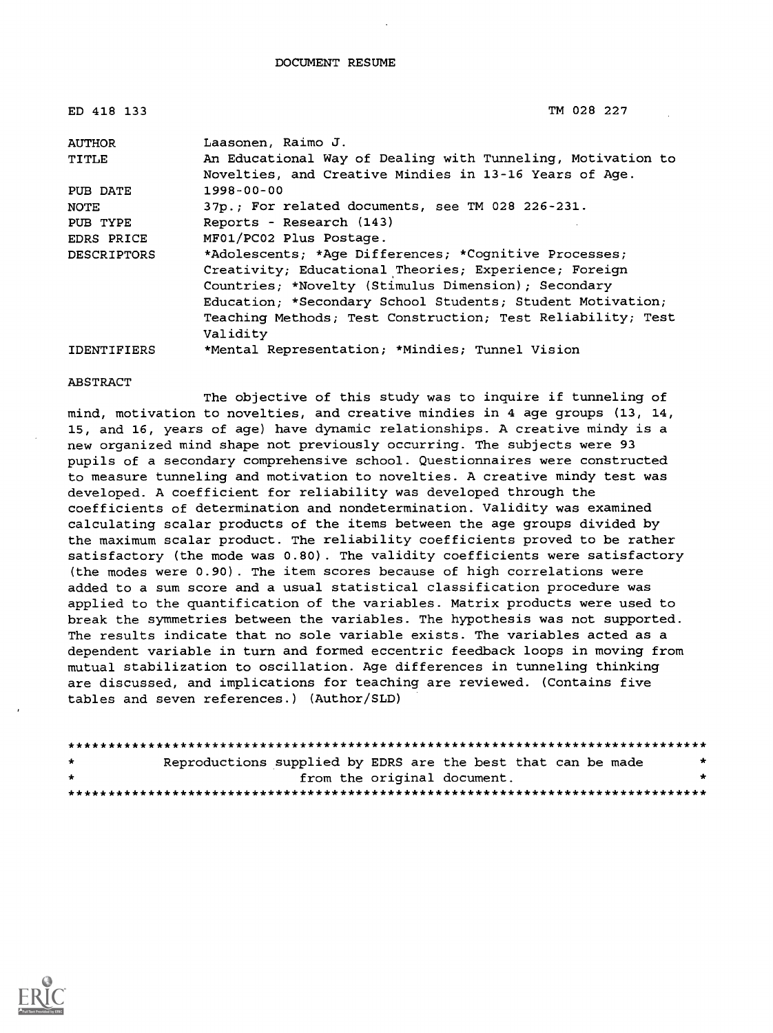DOCUMENT RESUME

| | |
|---|---|
| ED 418 133 | TM 028 227 |
| AUTHOR | Laasonen, Raimo J. |
| TITLE | An Educational Way of Dealing with Tunneling, Motivation to Novelties, and Creative Mindies in 13-16 Years of Age. |
| PUB DATE | 1998-00-00 |
| NOTE | 37p.; For related documents, see TM 028 226-231. |
| PUB TYPE | Reports - Research (143) |
| EDRS PRICE | MF01/PC02 Plus Postage. |
| DESCRIPTORS | *Adolescents; *Age Differences; *Cognitive Processes; Creativity; Educational Theories; Experience; Foreign Countries; *Novelty (Stimulus Dimension); Secondary Education; *Secondary School Students; Student Motivation; Teaching Methods; Test Construction; Test Reliability; Test Validity |
| IDENTIFIERS | *Mental Representation; *Mindies; Tunnel Vision |

ABSTRACT

The objective of this study was to inquire if tunneling of mind, motivation to novelties, and creative mindies in 4 age groups (13, 14, 15, and 16, years of age) have dynamic relationships. A creative mindy is a new organized mind shape not previously occurring. The subjects were 93 pupils of a secondary comprehensive school. Questionnaires were constructed to measure tunneling and motivation to novelties. A creative mindy test was developed. A coefficient for reliability was developed through the coefficients of determination and nondetermination. Validity was examined calculating scalar products of the items between the age groups divided by the maximum scalar product. The reliability coefficients proved to be rather satisfactory (the mode was 0.80). The validity coefficients were satisfactory (the modes were 0.90). The item scores because of high correlations were added to a sum score and a usual statistical classification procedure was applied to the quantification of the variables. Matrix products were used to break the symmetries between the variables. The hypothesis was not supported. The results indicate that no sole variable exists. The variables acted as a dependent variable in turn and formed eccentric feedback loops in moving from mutual stabilization to oscillation. Age differences in tunneling thinking are discussed, and implications for teaching are reviewed. (Contains five tables and seven references.) (Author/SLD)

********************************************************************************

* Reproductions supplied by EDRS are the best that can be made from the original document. *

********************************************************************************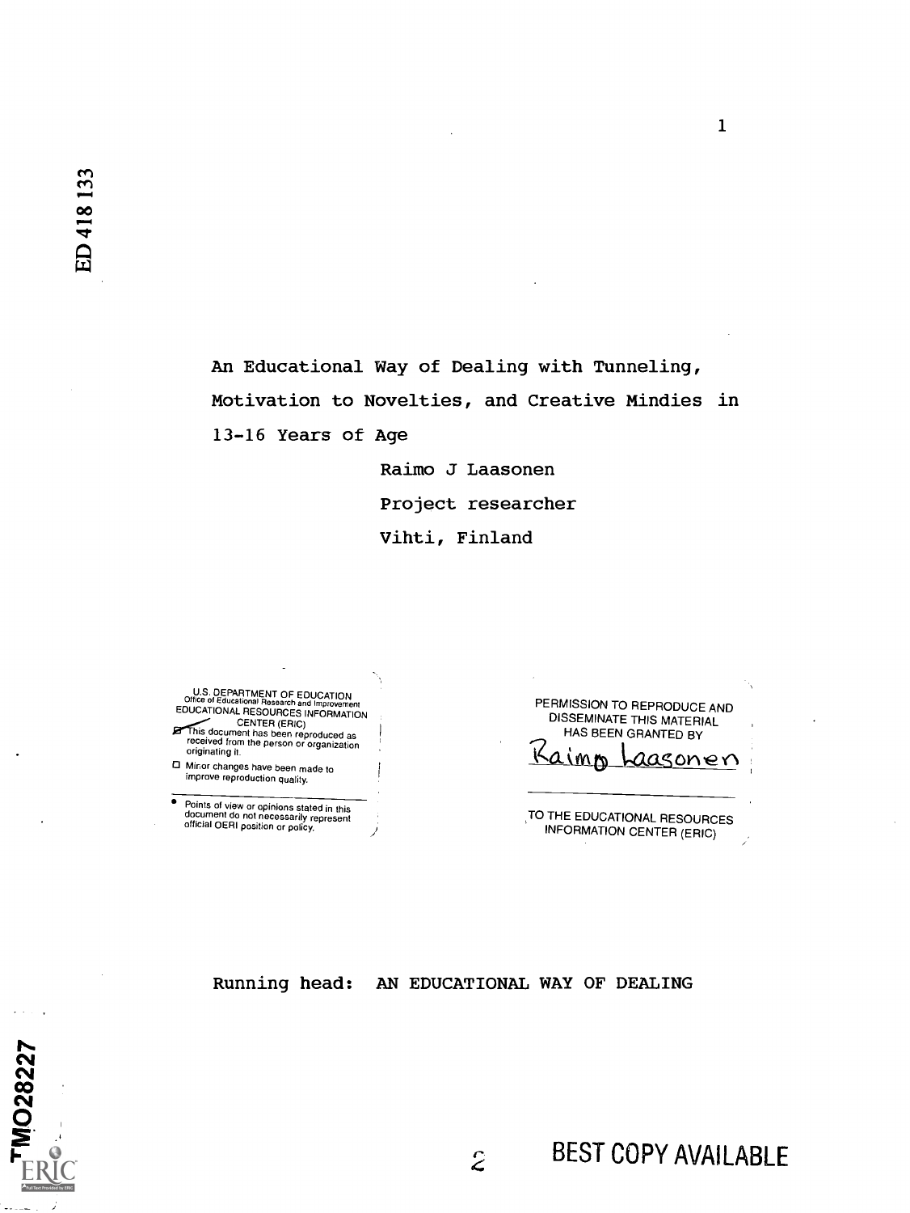ED 418 133

# An Educational Way of Dealing with Tunneling, Motivation to Novelties, and Creative Mindies in 13-16 Years of Age

Raimo J Laasonen

Project researcher

Vihti, Finland

U.S. DEPARTMENT OF EDUCATION
Office of Educational Research and Improvement
EDUCATIONAL RESOURCES INFORMATION CENTER (ERIC)

This document has been reproduced as received from the person or organization originating it.

Minor changes have been made to improve reproduction quality.

Points of view or opinions stated in this document do not necessarily represent official OERI position or policy.

PERMISSION TO REPRODUCE AND DISSEMINATE THIS MATERIAL HAS BEEN GRANTED BY

Raimo Laasonen

TO THE EDUCATIONAL RESOURCES INFORMATION CENTER (ERIC)

Running head: AN EDUCATIONAL WAY OF DEALING

TM028227

BEST COPY AVAILABLE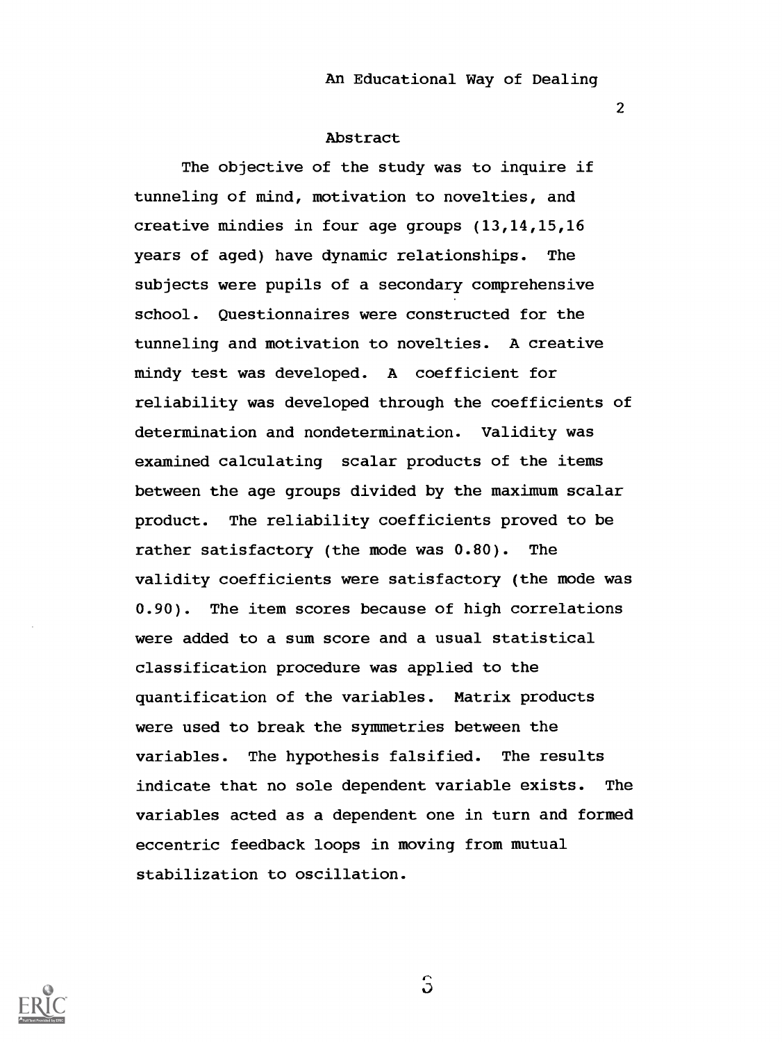## Abstract

The objective of the study was to inquire if tunneling of mind, motivation to novelties, and creative mindies in four age groups (13,14,15,16 years of aged) have dynamic relationships. The subjects were pupils of a secondary comprehensive school. Questionnaires were constructed for the tunneling and motivation to novelties. A creative mindy test was developed. A coefficient for reliability was developed through the coefficients of determination and nondetermination. Validity was examined calculating scalar products of the items between the age groups divided by the maximum scalar product. The reliability coefficients proved to be rather satisfactory (the mode was 0.80). The validity coefficients were satisfactory (the mode was 0.90). The item scores because of high correlations were added to a sum score and a usual statistical classification procedure was applied to the quantification of the variables. Matrix products were used to break the symmetries between the variables. The hypothesis falsified. The results indicate that no sole dependent variable exists. The variables acted as a dependent one in turn and formed eccentric feedback loops in moving from mutual stabilization to oscillation.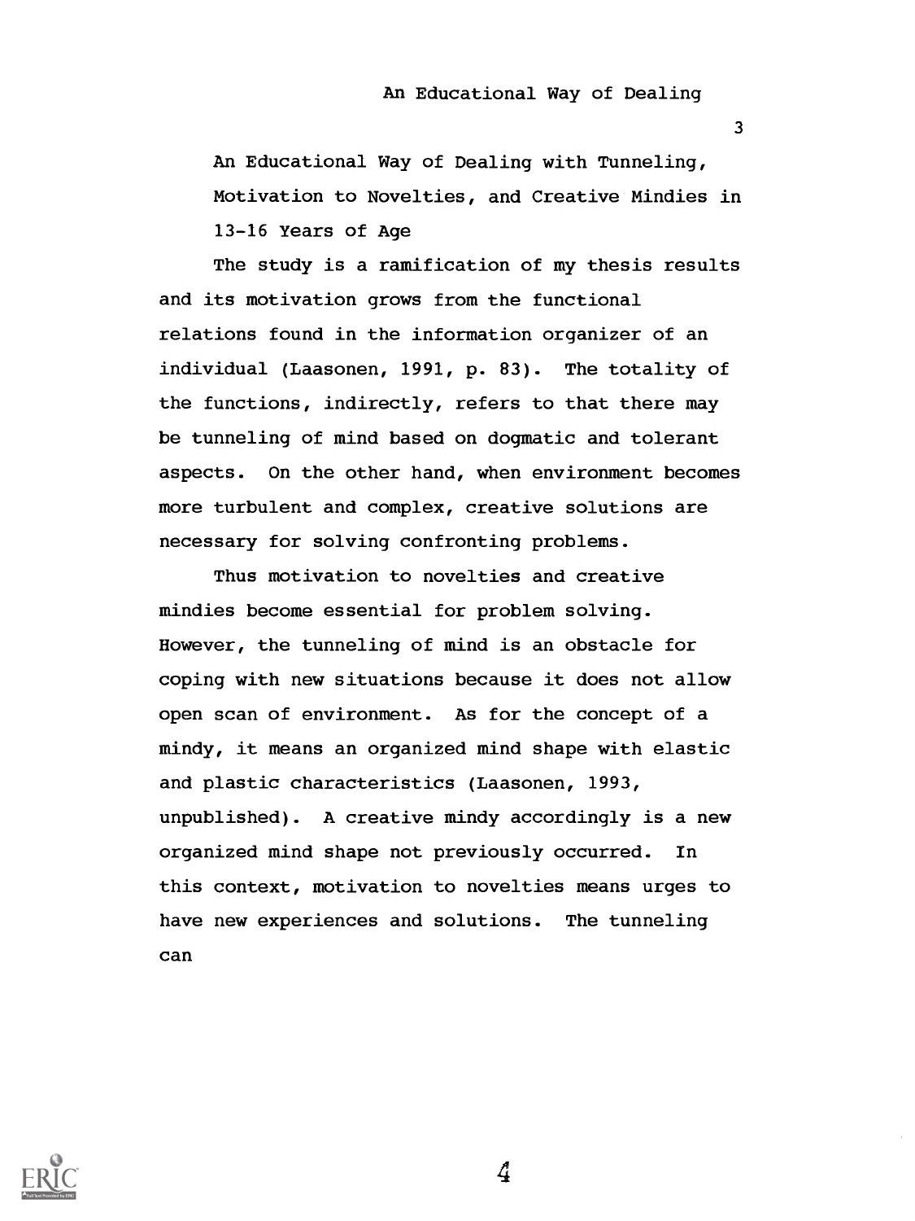# An Educational Way of Dealing with Tunneling, Motivation to Novelties, and Creative Mindies in 13-16 Years of Age

The study is a ramification of my thesis results and its motivation grows from the functional relations found in the information organizer of an individual (Laasonen, 1991, p. 83). The totality of the functions, indirectly, refers to that there may be tunneling of mind based on dogmatic and tolerant aspects. On the other hand, when environment becomes more turbulent and complex, creative solutions are necessary for solving confronting problems.

Thus motivation to novelties and creative mindies become essential for problem solving. However, the tunneling of mind is an obstacle for coping with new situations because it does not allow open scan of environment. As for the concept of a mindy, it means an organized mind shape with elastic and plastic characteristics (Laasonen, 1993, unpublished). A creative mindy accordingly is a new organized mind shape not previously occurred. In this context, motivation to novelties means urges to have new experiences and solutions. The tunneling can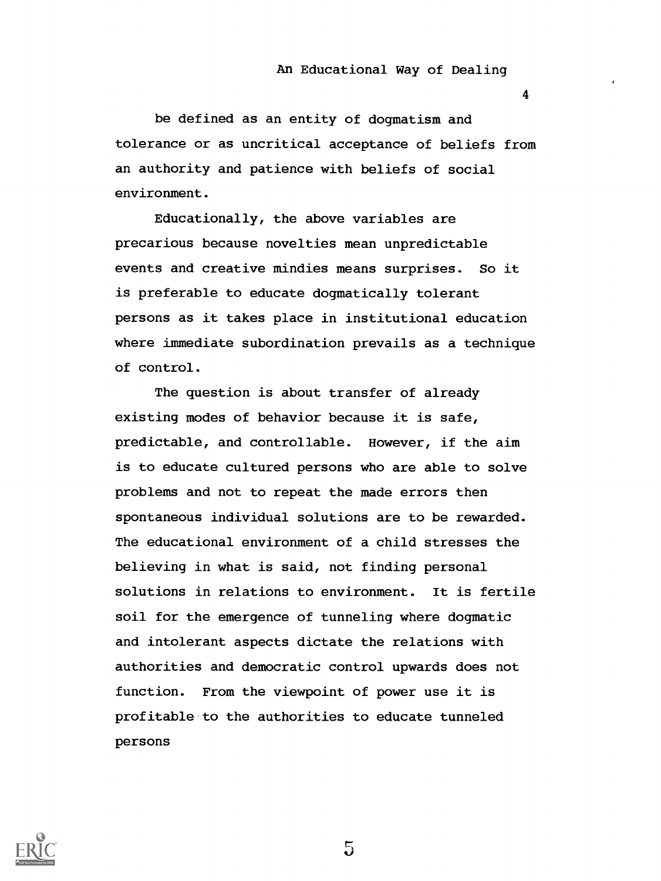be defined as an entity of dogmatism and tolerance or as uncritical acceptance of beliefs from an authority and patience with beliefs of social environment.

Educationally, the above variables are precarious because novelties mean unpredictable events and creative mindies means surprises. So it is preferable to educate dogmatically tolerant persons as it takes place in institutional education where immediate subordination prevails as a technique of control.

The question is about transfer of already existing modes of behavior because it is safe, predictable, and controllable. However, if the aim is to educate cultured persons who are able to solve problems and not to repeat the made errors then spontaneous individual solutions are to be rewarded. The educational environment of a child stresses the believing in what is said, not finding personal solutions in relations to environment. It is fertile soil for the emergence of tunneling where dogmatic and intolerant aspects dictate the relations with authorities and democratic control upwards does not function. From the viewpoint of power use it is profitable to the authorities to educate tunneled persons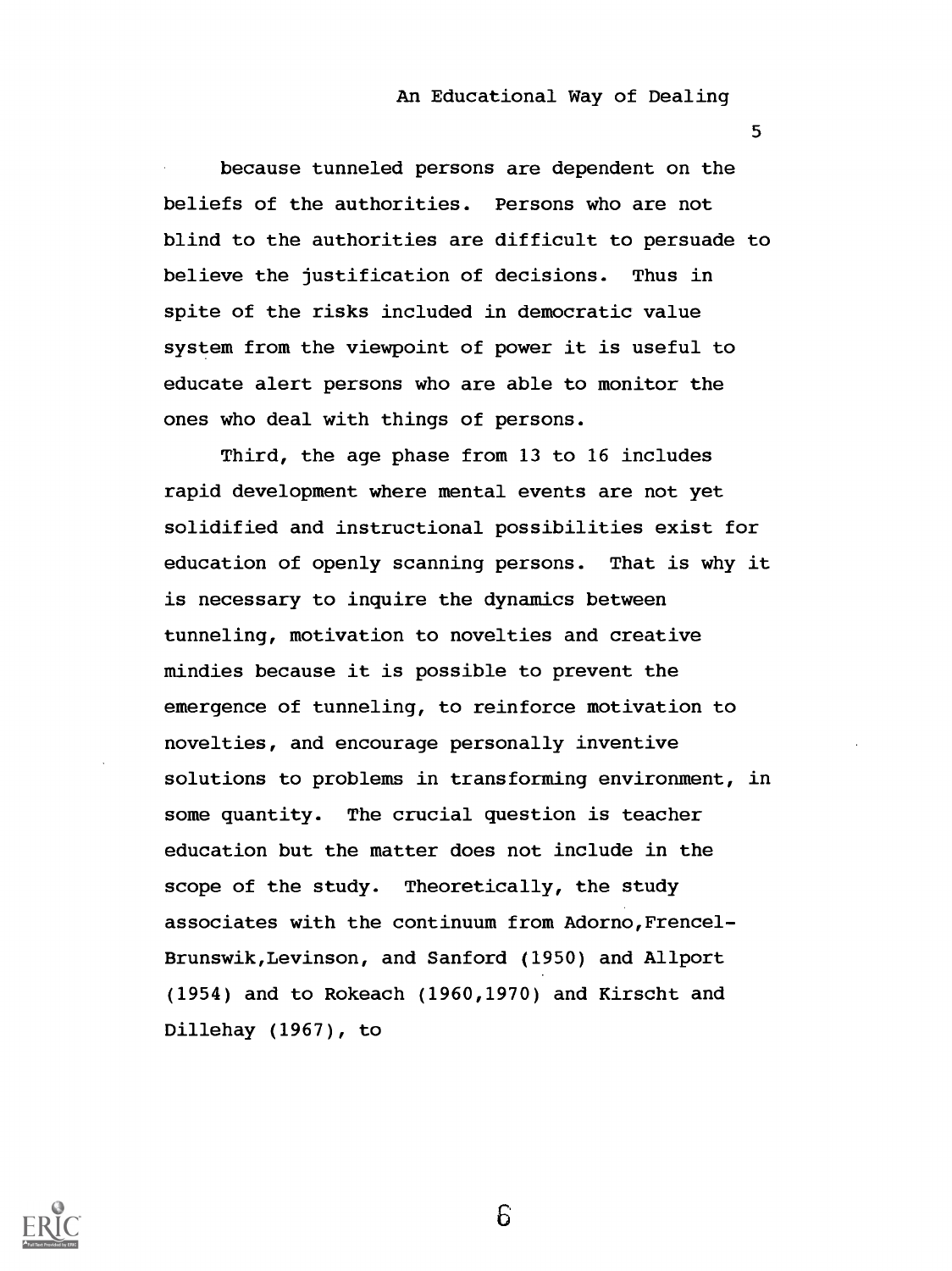because tunneled persons are dependent on the beliefs of the authorities. Persons who are not blind to the authorities are difficult to persuade to believe the justification of decisions. Thus in spite of the risks included in democratic value system from the viewpoint of power it is useful to educate alert persons who are able to monitor the ones who deal with things of persons.

Third, the age phase from 13 to 16 includes rapid development where mental events are not yet solidified and instructional possibilities exist for education of openly scanning persons. That is why it is necessary to inquire the dynamics between tunneling, motivation to novelties and creative mindies because it is possible to prevent the emergence of tunneling, to reinforce motivation to novelties, and encourage personally inventive solutions to problems in transforming environment, in some quantity. The crucial question is teacher education but the matter does not include in the scope of the study. Theoretically, the study associates with the continuum from Adorno,Frencel-Brunswik,Levinson, and Sanford (1950) and Allport (1954) and to Rokeach (1960,1970) and Kirscht and Dillehay (1967), to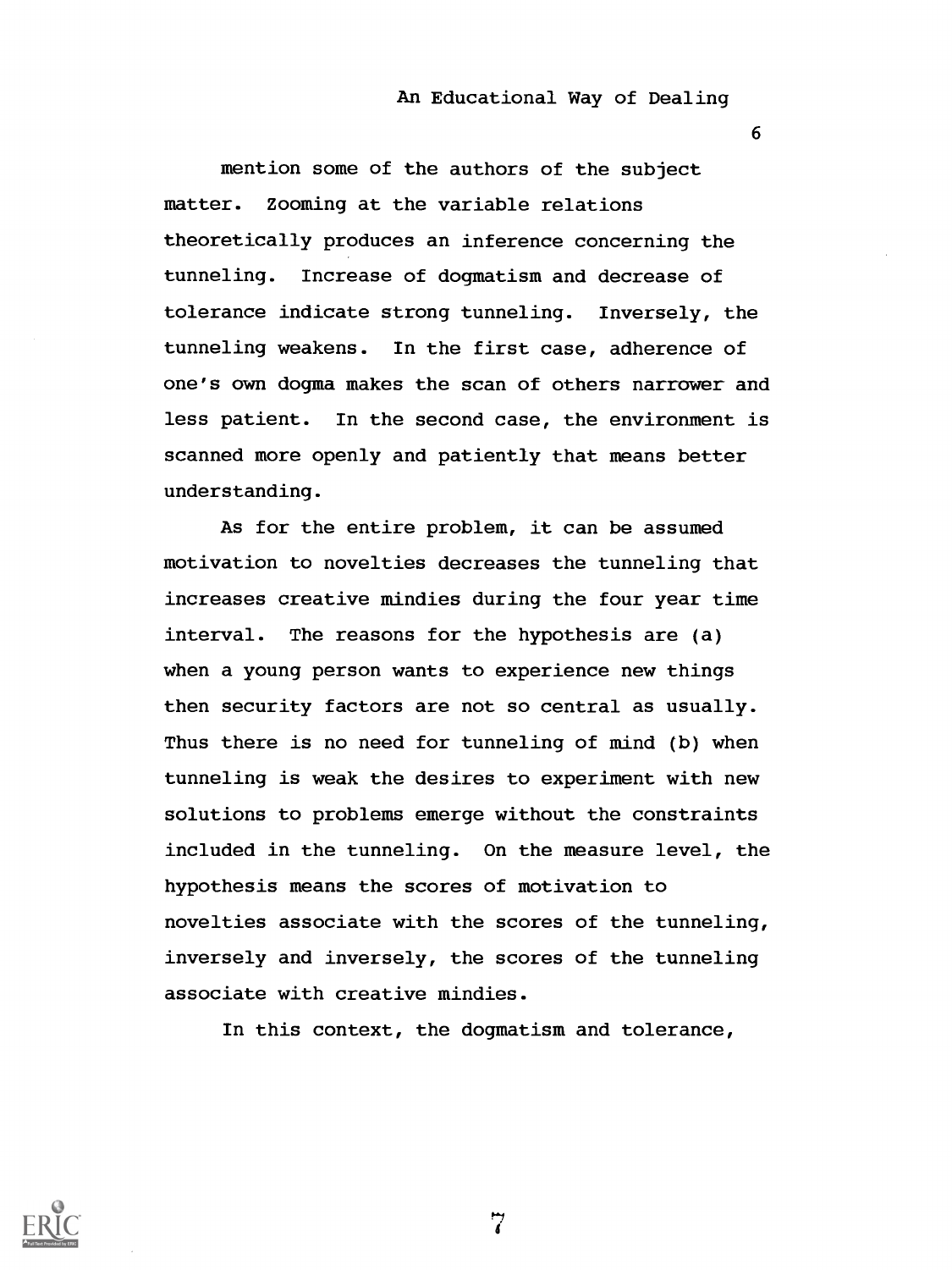mention some of the authors of the subject matter. Zooming at the variable relations theoretically produces an inference concerning the tunneling. Increase of dogmatism and decrease of tolerance indicate strong tunneling. Inversely, the tunneling weakens. In the first case, adherence of one's own dogma makes the scan of others narrower and less patient. In the second case, the environment is scanned more openly and patiently that means better understanding.

As for the entire problem, it can be assumed motivation to novelties decreases the tunneling that increases creative mindies during the four year time interval. The reasons for the hypothesis are (a) when a young person wants to experience new things then security factors are not so central as usually. Thus there is no need for tunneling of mind (b) when tunneling is weak the desires to experiment with new solutions to problems emerge without the constraints included in the tunneling. On the measure level, the hypothesis means the scores of motivation to novelties associate with the scores of the tunneling, inversely and inversely, the scores of the tunneling associate with creative mindies.

In this context, the dogmatism and tolerance,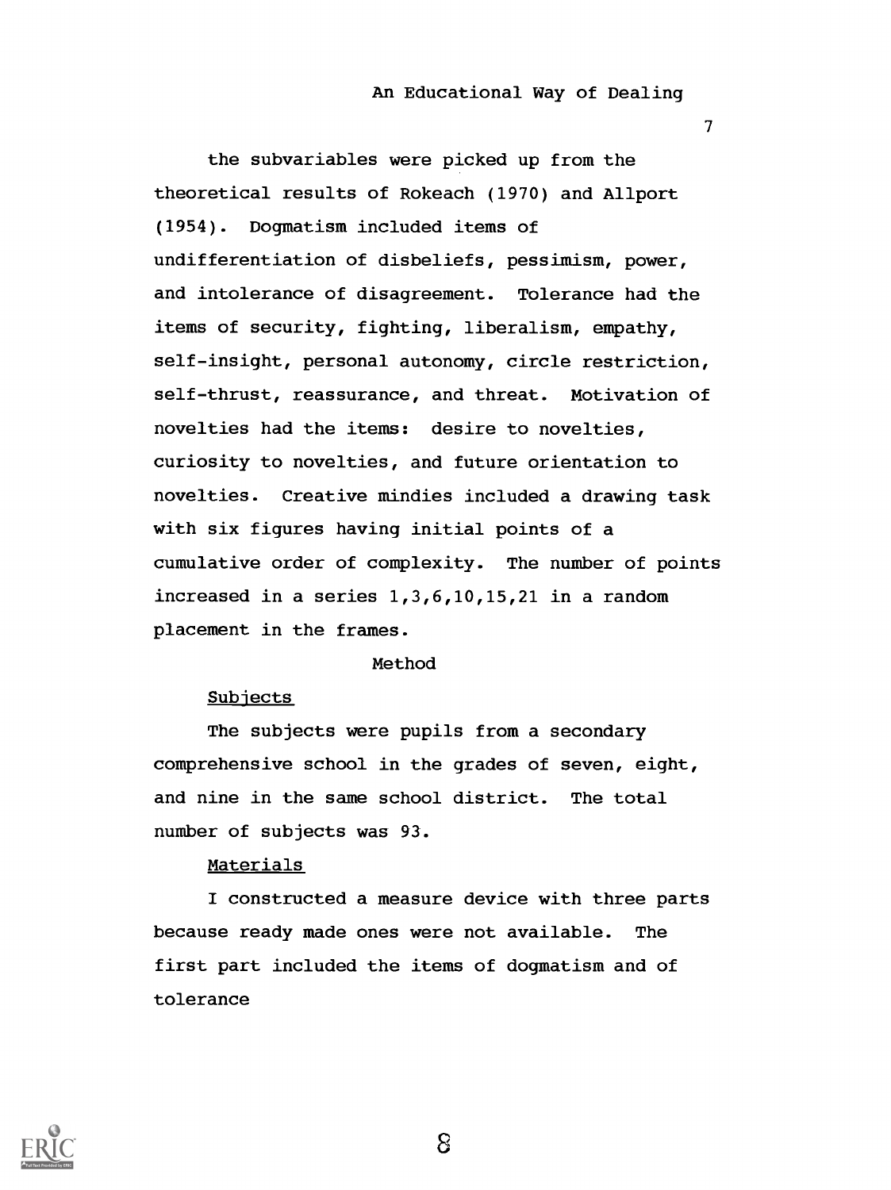the subvariables were picked up from the theoretical results of Rokeach (1970) and Allport (1954). Dogmatism included items of undifferentiation of disbeliefs, pessimism, power, and intolerance of disagreement. Tolerance had the items of security, fighting, liberalism, empathy, self-insight, personal autonomy, circle restriction, self-thrust, reassurance, and threat. Motivation of novelties had the items: desire to novelties, curiosity to novelties, and future orientation to novelties. Creative mindies included a drawing task with six figures having initial points of a cumulative order of complexity. The number of points increased in a series 1,3,6,10,15,21 in a random placement in the frames.

## Method

### Subjects

The subjects were pupils from a secondary comprehensive school in the grades of seven, eight, and nine in the same school district. The total number of subjects was 93.

### Materials

I constructed a measure device with three parts because ready made ones were not available. The first part included the items of dogmatism and of tolerance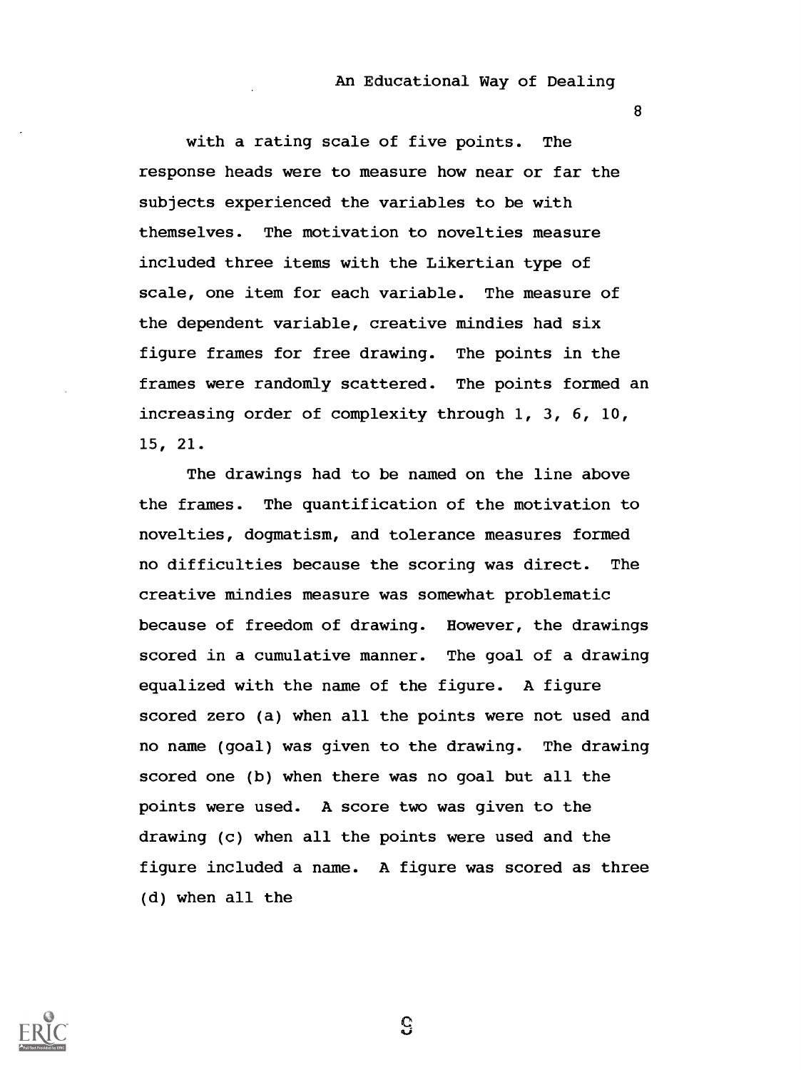with a rating scale of five points. The response heads were to measure how near or far the subjects experienced the variables to be with themselves. The motivation to novelties measure included three items with the Likertian type of scale, one item for each variable. The measure of the dependent variable, creative mindies had six figure frames for free drawing. The points in the frames were randomly scattered. The points formed an increasing order of complexity through 1, 3, 6, 10, 15, 21.

The drawings had to be named on the line above the frames. The quantification of the motivation to novelties, dogmatism, and tolerance measures formed no difficulties because the scoring was direct. The creative mindies measure was somewhat problematic because of freedom of drawing. However, the drawings scored in a cumulative manner. The goal of a drawing equalized with the name of the figure. A figure scored zero (a) when all the points were not used and no name (goal) was given to the drawing. The drawing scored one (b) when there was no goal but all the points were used. A score two was given to the drawing (c) when all the points were used and the figure included a name. A figure was scored as three (d) when all the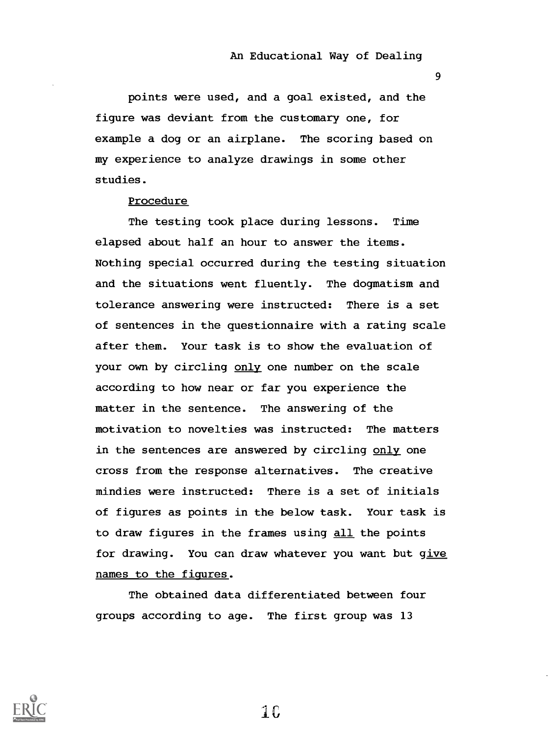points were used, and a goal existed, and the figure was deviant from the customary one, for example a dog or an airplane. The scoring based on my experience to analyze drawings in some other studies.

Procedure

The testing took place during lessons. Time elapsed about half an hour to answer the items. Nothing special occurred during the testing situation and the situations went fluently. The dogmatism and tolerance answering were instructed: There is a set of sentences in the questionnaire with a rating scale after them. Your task is to show the evaluation of your own by circling only one number on the scale according to how near or far you experience the matter in the sentence. The answering of the motivation to novelties was instructed: The matters in the sentences are answered by circling only one cross from the response alternatives. The creative mindies were instructed: There is a set of initials of figures as points in the below task. Your task is to draw figures in the frames using all the points for drawing. You can draw whatever you want but give names to the figures.

The obtained data differentiated between four groups according to age. The first group was 13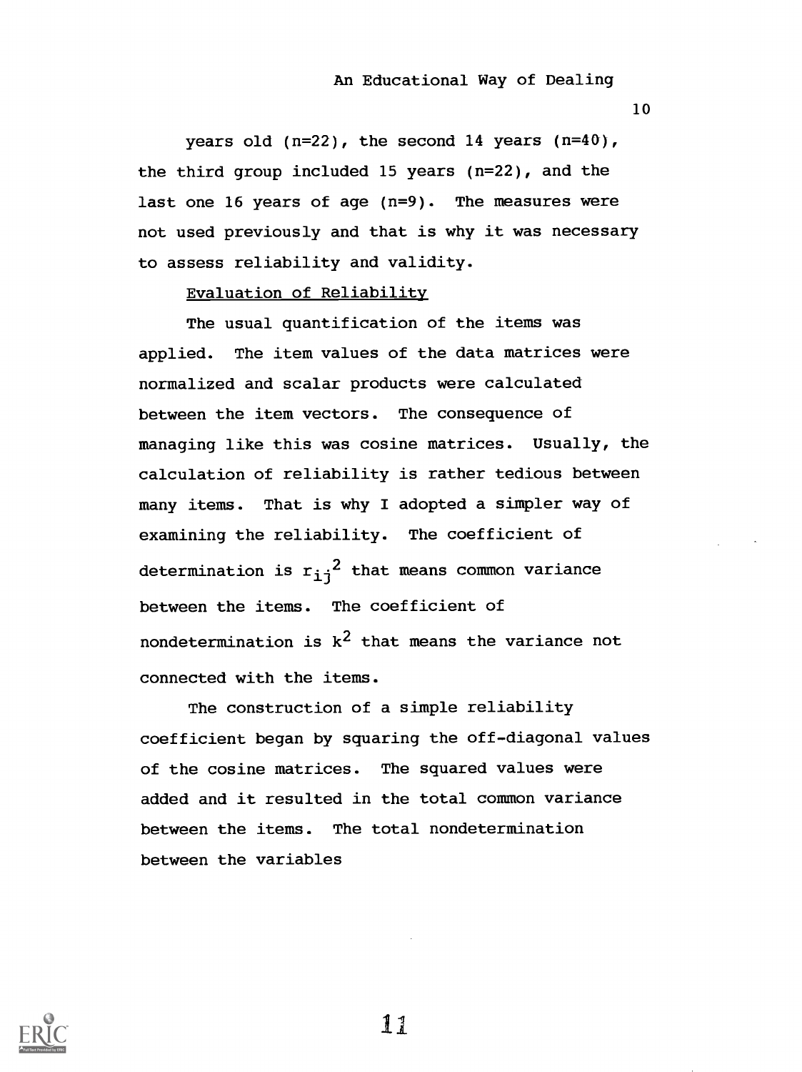years old (n=22), the second 14 years (n=40), the third group included 15 years (n=22), and the last one 16 years of age (n=9). The measures were not used previously and that is why it was necessary to assess reliability and validity.

Evaluation of Reliability

The usual quantification of the items was applied. The item values of the data matrices were normalized and scalar products were calculated between the item vectors. The consequence of managing like this was cosine matrices. Usually, the calculation of reliability is rather tedious between many items. That is why I adopted a simpler way of examining the reliability. The coefficient of determination is $r_{ij}^2$ that means common variance between the items. The coefficient of nondetermination is $k^2$ that means the variance not connected with the items.

The construction of a simple reliability coefficient began by squaring the off-diagonal values of the cosine matrices. The squared values were added and it resulted in the total common variance between the items. The total nondetermination between the variables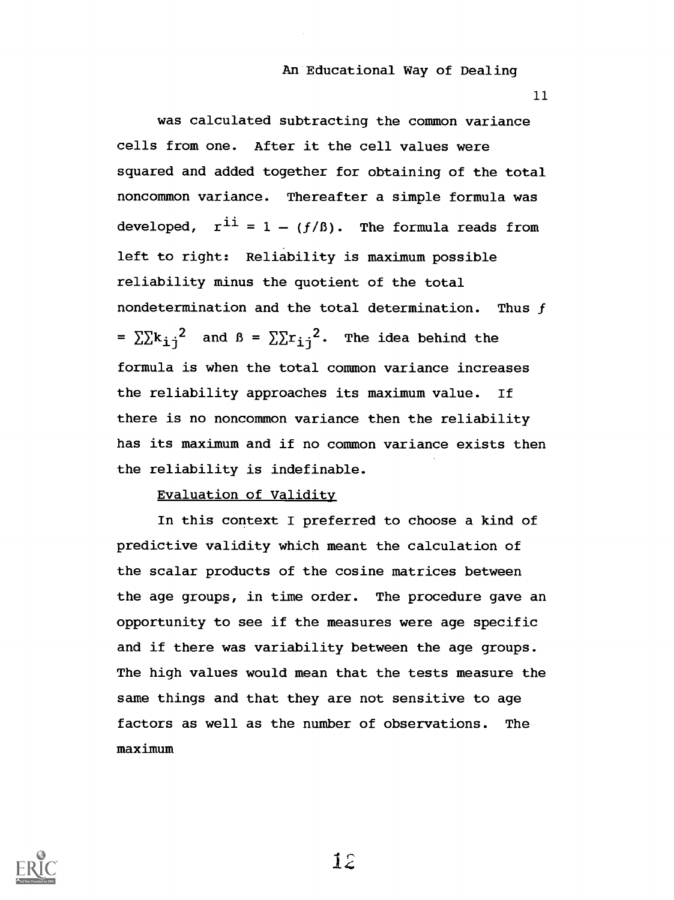was calculated subtracting the common variance cells from one. After it the cell values were squared and added together for obtaining of the total noncommon variance. Thereafter a simple formula was developed, $r^{ii} = 1 - (f/\beta)$. The formula reads from left to right: Reliability is maximum possible reliability minus the quotient of the total nondetermination and the total determination. Thus $f = \sum\sum k_{ij}^2$ and $\beta = \sum\sum r_{ij}^2$. The idea behind the formula is when the total common variance increases the reliability approaches its maximum value. If there is no noncommon variance then the reliability has its maximum and if no common variance exists then the reliability is indefinable.

Evaluation of Validity

In this context I preferred to choose a kind of predictive validity which meant the calculation of the scalar products of the cosine matrices between the age groups, in time order. The procedure gave an opportunity to see if the measures were age specific and if there was variability between the age groups. The high values would mean that the tests measure the same things and that they are not sensitive to age factors as well as the number of observations. The maximum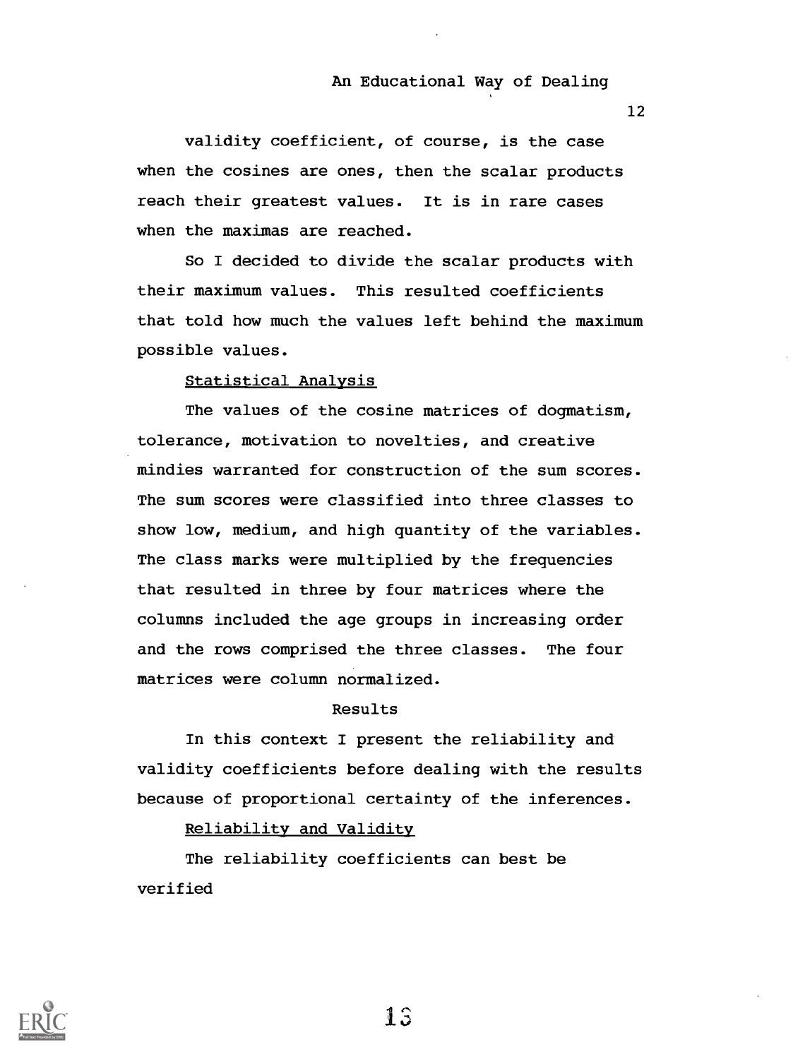validity coefficient, of course, is the case when the cosines are ones, then the scalar products reach their greatest values. It is in rare cases when the maximas are reached.

So I decided to divide the scalar products with their maximum values. This resulted coefficients that told how much the values left behind the maximum possible values.

### Statistical Analysis

The values of the cosine matrices of dogmatism, tolerance, motivation to novelties, and creative mindies warranted for construction of the sum scores. The sum scores were classified into three classes to show low, medium, and high quantity of the variables. The class marks were multiplied by the frequencies that resulted in three by four matrices where the columns included the age groups in increasing order and the rows comprised the three classes. The four matrices were column normalized.

## Results

In this context I present the reliability and validity coefficients before dealing with the results because of proportional certainty of the inferences.

### Reliability and Validity

The reliability coefficients can best be verified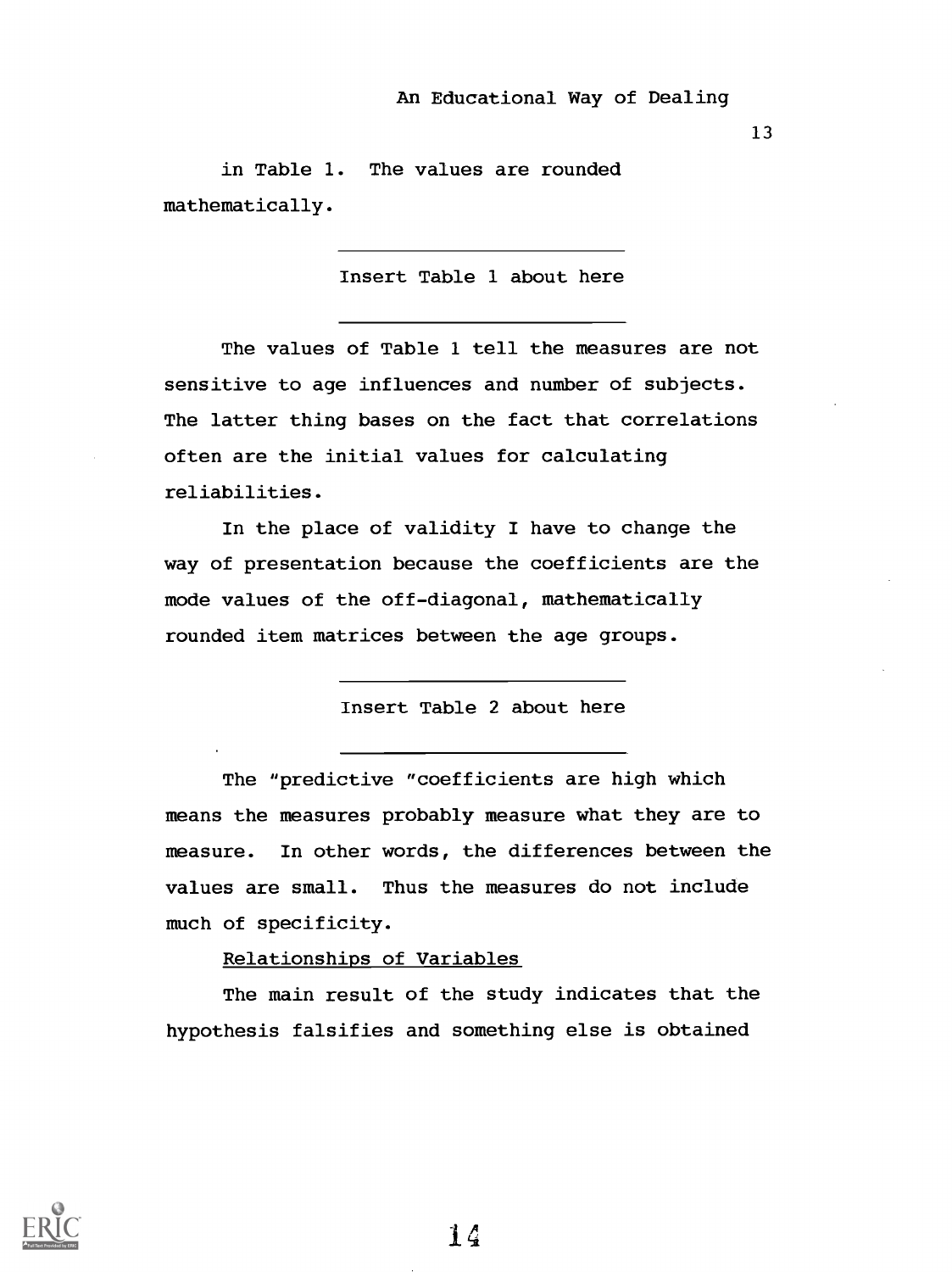in Table 1. The values are rounded mathematically.

Insert Table 1 about here

The values of Table 1 tell the measures are not sensitive to age influences and number of subjects. The latter thing bases on the fact that correlations often are the initial values for calculating reliabilities.

In the place of validity I have to change the way of presentation because the coefficients are the mode values of the off-diagonal, mathematically rounded item matrices between the age groups.

Insert Table 2 about here

The "predictive "coefficients are high which means the measures probably measure what they are to measure. In other words, the differences between the values are small. Thus the measures do not include much of specificity.

Relationships of Variables

The main result of the study indicates that the hypothesis falsifies and something else is obtained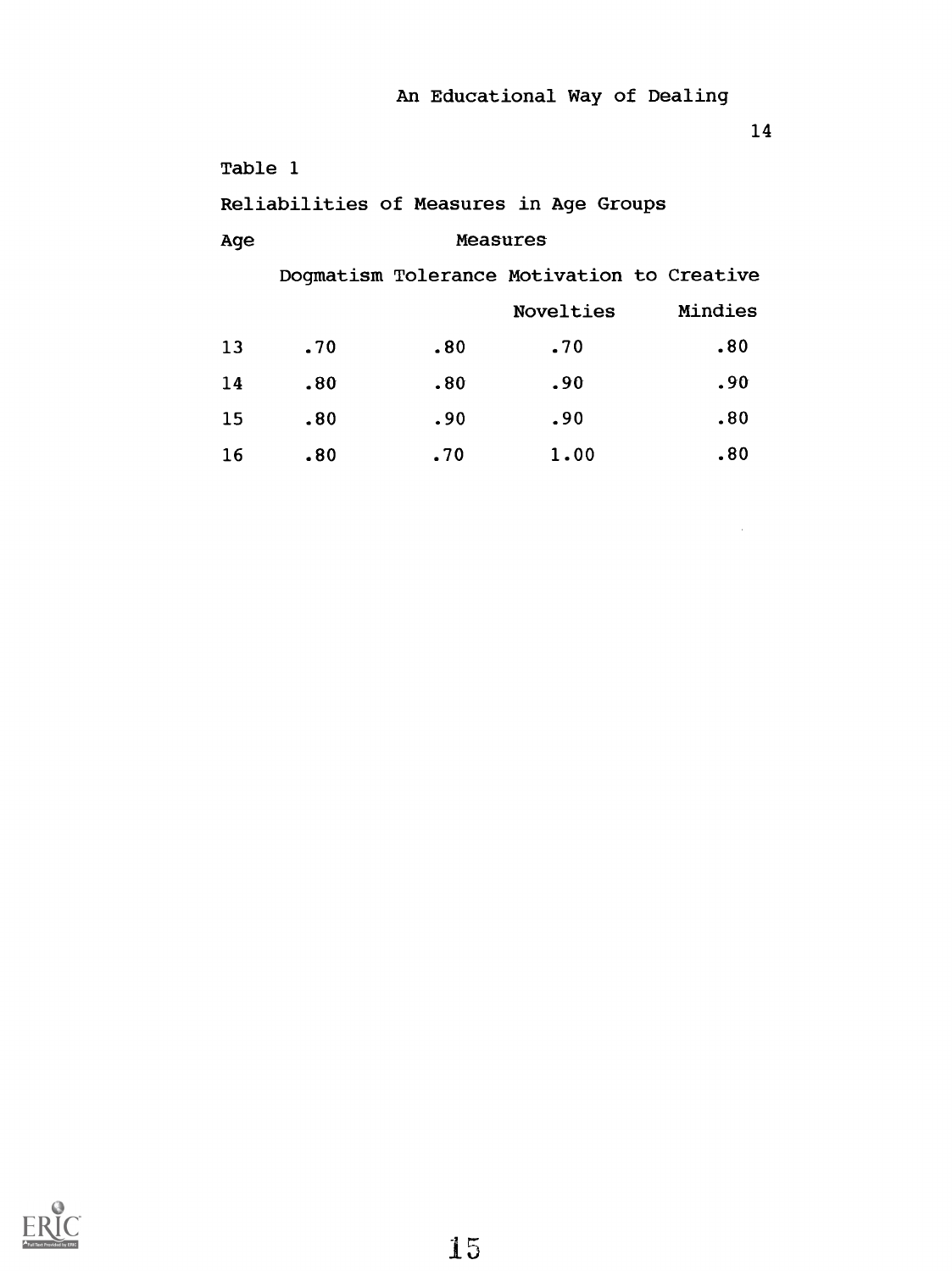Table 1

Reliabilities of Measures in Age Groups

| Age | Measures | | | |
|---|---|---|---|---|
| | Dogmatism | Tolerance | Motivation to Novelties | Creative Mindies |
| 13 | .70 | .80 | .70 | .80 |
| 14 | .80 | .80 | .90 | .90 |
| 15 | .80 | .90 | .90 | .80 |
| 16 | .80 | .70 | 1.00 | .80 |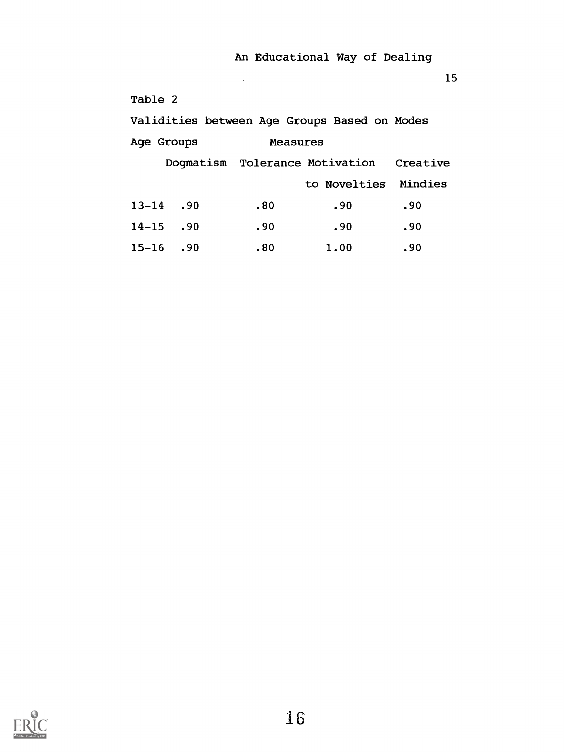Table 2

Validities between Age Groups Based on Modes

| Age Groups | Measures | | | |
|---|---|---|---|---|
| | Dogmatism | Tolerance | Motivation to Novelties | Creative Mindies |
| 13-14 | .90 | .80 | .90 | .90 |
| 14-15 | .90 | .90 | .90 | .90 |
| 15-16 | .90 | .80 | 1.00 | .90 |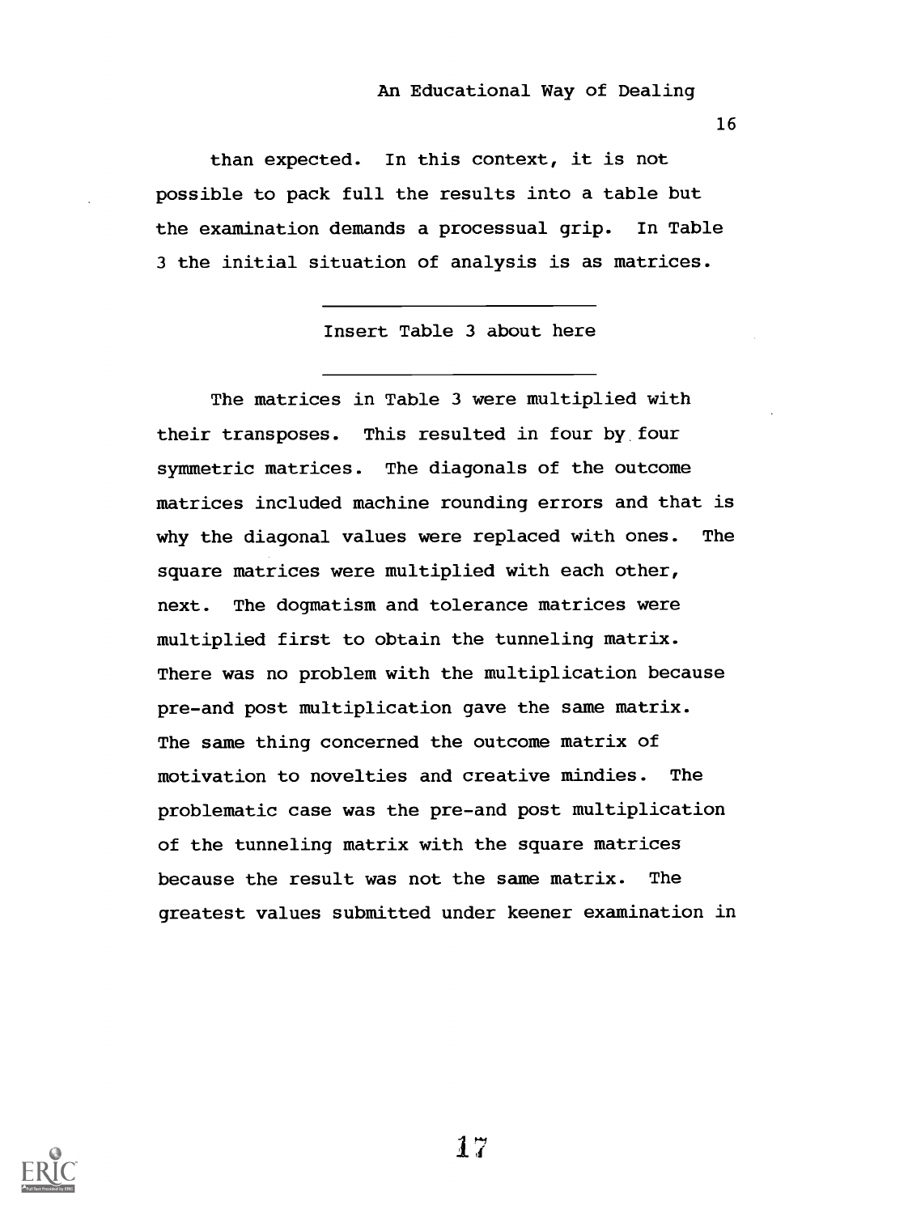than expected. In this context, it is not possible to pack full the results into a table but the examination demands a processual grip. In Table 3 the initial situation of analysis is as matrices.

---

Insert Table 3 about here

---

The matrices in Table 3 were multiplied with their transposes. This resulted in four by four symmetric matrices. The diagonals of the outcome matrices included machine rounding errors and that is why the diagonal values were replaced with ones. The square matrices were multiplied with each other, next. The dogmatism and tolerance matrices were multiplied first to obtain the tunneling matrix. There was no problem with the multiplication because pre-and post multiplication gave the same matrix. The same thing concerned the outcome matrix of motivation to novelties and creative mindies. The problematic case was the pre-and post multiplication of the tunneling matrix with the square matrices because the result was not the same matrix. The greatest values submitted under keener examination in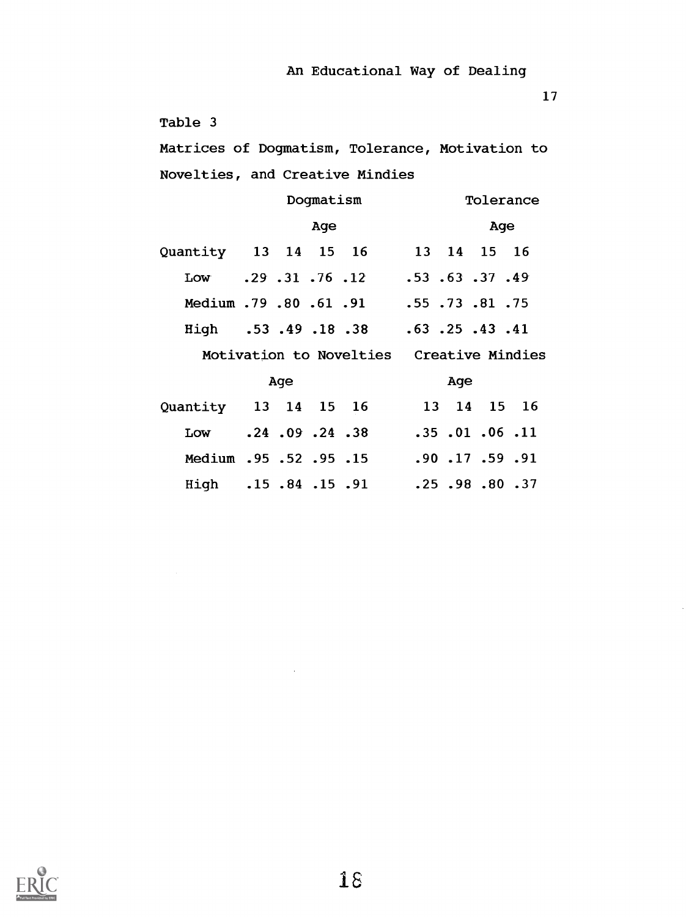Table 3

Matrices of Dogmatism, Tolerance, Motivation to Novelties, and Creative Mindies

| | Dogmatism | | | | Tolerance | | | |
|---|---|---|---|---|---|---|---|---|
| | Age | | | | Age | | | |
| Quantity | 13 | 14 | 15 | 16 | 13 | 14 | 15 | 16 |
| Low | .29 | .31 | .76 | .12 | .53 | .63 | .37 | .49 |
| Medium | .79 | .80 | .61 | .91 | .55 | .73 | .81 | .75 |
| High | .53 | .49 | .18 | .38 | .63 | .25 | .43 | .41 |

| | Motivation to Novelties | | | | Creative Mindies | | | |
|---|---|---|---|---|---|---|---|---|
| | Age | | | | Age | | | |
| Quantity | 13 | 14 | 15 | 16 | 13 | 14 | 15 | 16 |
| Low | .24 | .09 | .24 | .38 | .35 | .01 | .06 | .11 |
| Medium | .95 | .52 | .95 | .15 | .90 | .17 | .59 | .91 |
| High | .15 | .84 | .15 | .91 | .25 | .98 | .80 | .37 |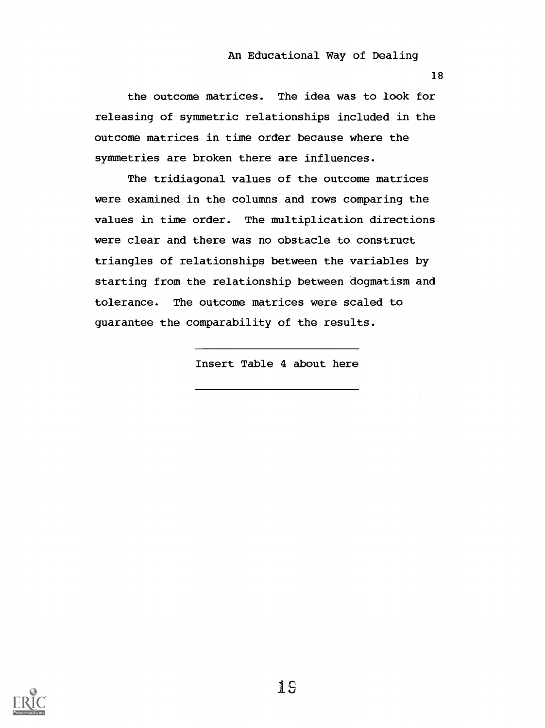the outcome matrices. The idea was to look for releasing of symmetric relationships included in the outcome matrices in time order because where the symmetries are broken there are influences.

The tridiagonal values of the outcome matrices were examined in the columns and rows comparing the values in time order. The multiplication directions were clear and there was no obstacle to construct triangles of relationships between the variables by starting from the relationship between dogmatism and tolerance. The outcome matrices were scaled to guarantee the comparability of the results.

---

Insert Table 4 about here

---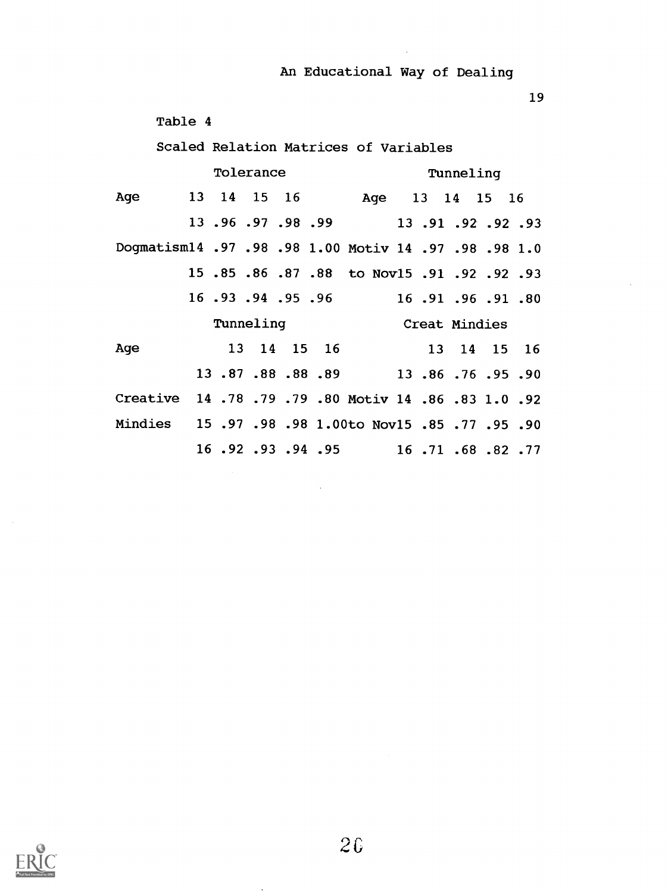Table 4

Scaled Relation Matrices of Variables

| | Tolerance | | | | | Tunneling | | | |
|---|---|---|---|---|---|---|---|---|---|
| Age | 13 | 14 | 15 | 16 | Age | 13 | 14 | 15 | 16 |
| 13 | .96 | .97 | .98 | .99 | 13 | .91 | .92 | .92 | .93 |
| Dogmatism 14 | .97 | .98 | .98 | 1.00 | Motiv 14 | .97 | .98 | .98 | 1.0 |
| 15 | .85 | .86 | .87 | .88 | to Nov 15 | .91 | .92 | .92 | .93 |
| 16 | .93 | .94 | .95 | .96 | 16 | .91 | .96 | .91 | .80 |

| | Tunneling | | | | | Creat Mindies | | | |
|---|---|---|---|---|---|---|---|---|---|
| Age | 13 | 14 | 15 | 16 | | 13 | 14 | 15 | 16 |
| 13 | .87 | .88 | .88 | .89 | 13 | .86 | .76 | .95 | .90 |
| Creative 14 | .78 | .79 | .79 | .80 | Motiv 14 | .86 | .83 | 1.0 | .92 |
| Mindies 15 | .97 | .98 | .98 | 1.00 | to Nov 15 | .85 | .77 | .95 | .90 |
| 16 | .92 | .93 | .94 | .95 | 16 | .71 | .68 | .82 | .77 |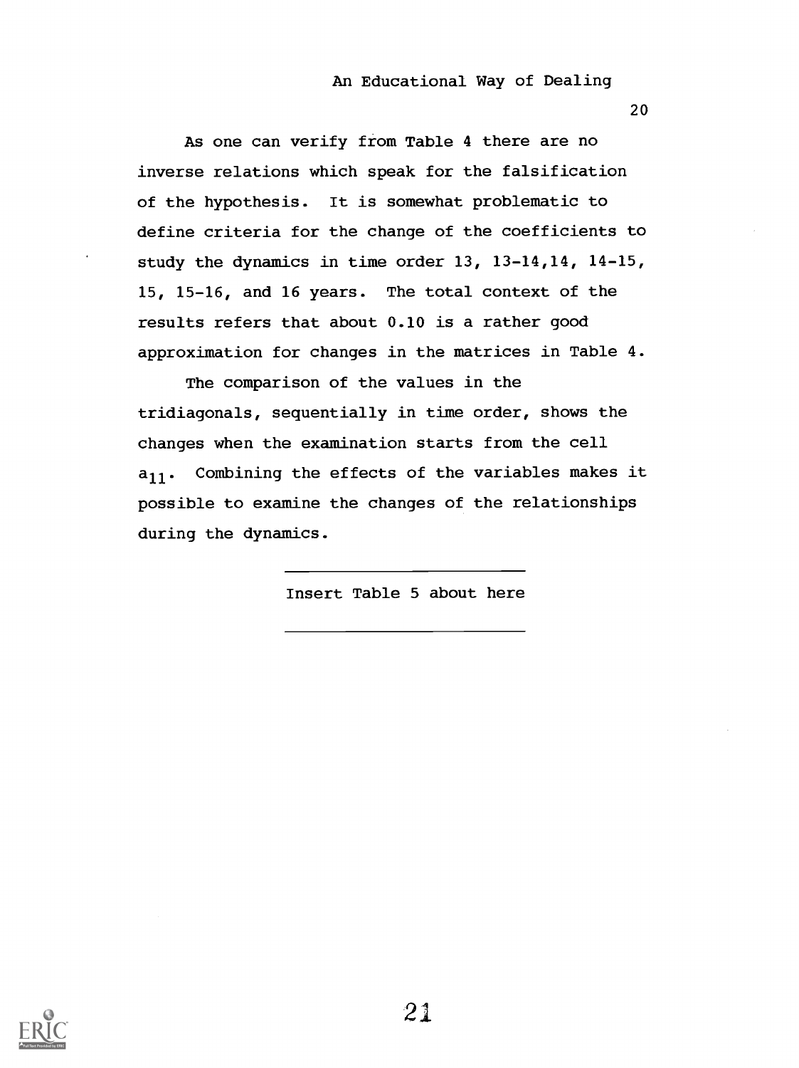As one can verify from Table 4 there are no inverse relations which speak for the falsification of the hypothesis. It is somewhat problematic to define criteria for the change of the coefficients to study the dynamics in time order 13, 13-14,14, 14-15, 15, 15-16, and 16 years. The total context of the results refers that about 0.10 is a rather good approximation for changes in the matrices in Table 4.

The comparison of the values in the tridiagonals, sequentially in time order, shows the changes when the examination starts from the cell $a_{11}$. Combining the effects of the variables makes it possible to examine the changes of the relationships during the dynamics.

Insert Table 5 about here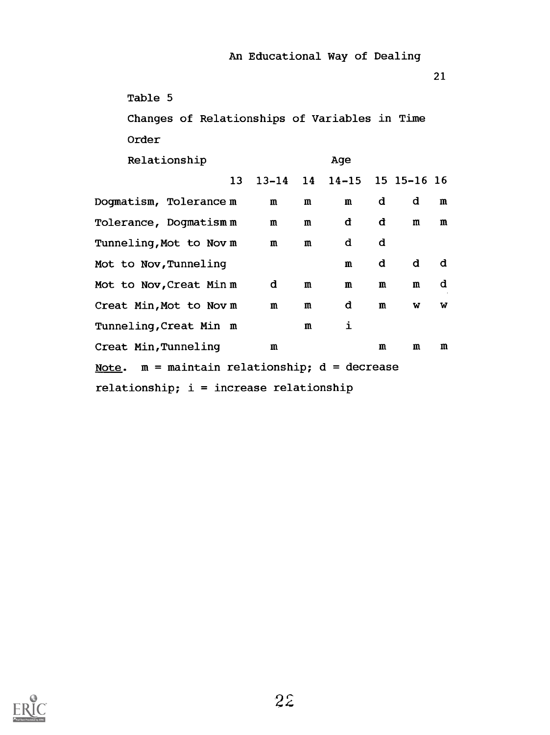Table 5

Changes of Relationships of Variables in Time Order

| Relationship | Age | | | | | | |
|---|---|---|---|---|---|---|---|
| | 13 | 13-14 | 14 | 14-15 | 15 | 15-16 | 16 |
| Dogmatism, Tolerance | m | m | m | m | d | d | m |
| Tolerance, Dogmatism | m | m | m | d | d | m | m |
| Tunneling, Mot to Nov | m | m | m | d | d | | |
| Mot to Nov, Tunneling | | | | m | d | d | d |
| Mot to Nov, Creat Min | m | d | m | m | m | m | d |
| Creat Min, Mot to Nov | m | m | m | d | m | w | w |
| Tunneling, Creat Min | m | | m | i | | | |
| Creat Min, Tunneling | | m | | | m | m | m |

_Note_. m = maintain relationship; d = decrease relationship; i = increase relationship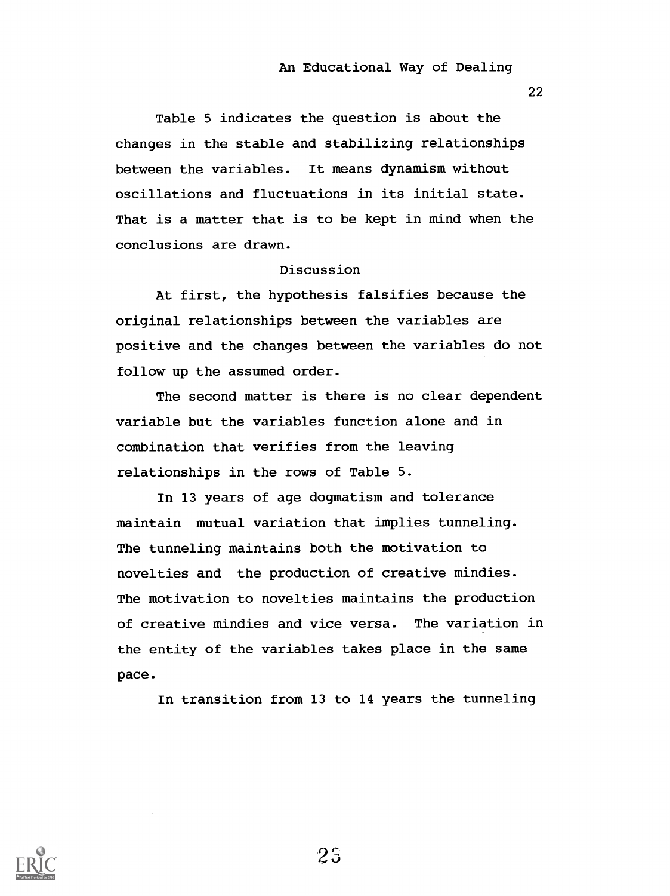Table 5 indicates the question is about the changes in the stable and stabilizing relationships between the variables. It means dynamism without oscillations and fluctuations in its initial state. That is a matter that is to be kept in mind when the conclusions are drawn.

## Discussion

At first, the hypothesis falsifies because the original relationships between the variables are positive and the changes between the variables do not follow up the assumed order.

The second matter is there is no clear dependent variable but the variables function alone and in combination that verifies from the leaving relationships in the rows of Table 5.

In 13 years of age dogmatism and tolerance maintain mutual variation that implies tunneling. The tunneling maintains both the motivation to novelties and the production of creative mindies. The motivation to novelties maintains the production of creative mindies and vice versa. The variation in the entity of the variables takes place in the same pace.

In transition from 13 to 14 years the tunneling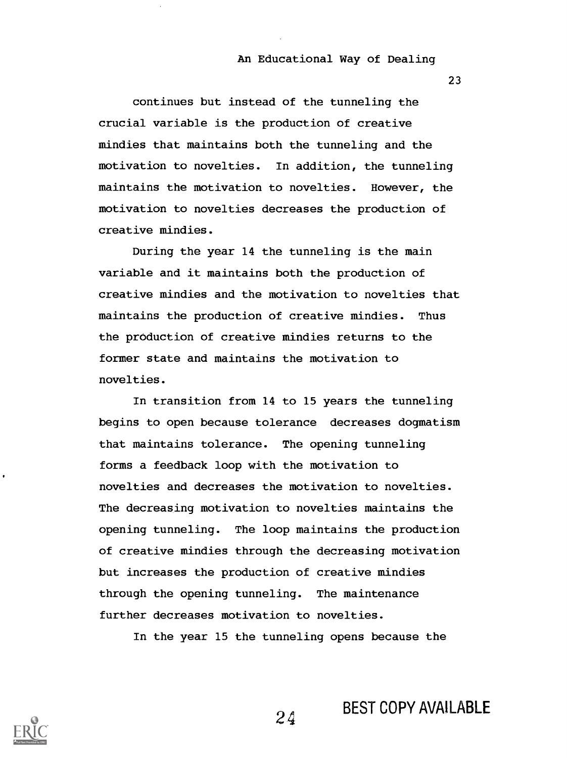continues but instead of the tunneling the crucial variable is the production of creative mindies that maintains both the tunneling and the motivation to novelties. In addition, the tunneling maintains the motivation to novelties. However, the motivation to novelties decreases the production of creative mindies.

During the year 14 the tunneling is the main variable and it maintains both the production of creative mindies and the motivation to novelties that maintains the production of creative mindies. Thus the production of creative mindies returns to the former state and maintains the motivation to novelties.

In transition from 14 to 15 years the tunneling begins to open because tolerance decreases dogmatism that maintains tolerance. The opening tunneling forms a feedback loop with the motivation to novelties and decreases the motivation to novelties. The decreasing motivation to novelties maintains the opening tunneling. The loop maintains the production of creative mindies through the decreasing motivation but increases the production of creative mindies through the opening tunneling. The maintenance further decreases motivation to novelties.

In the year 15 the tunneling opens because the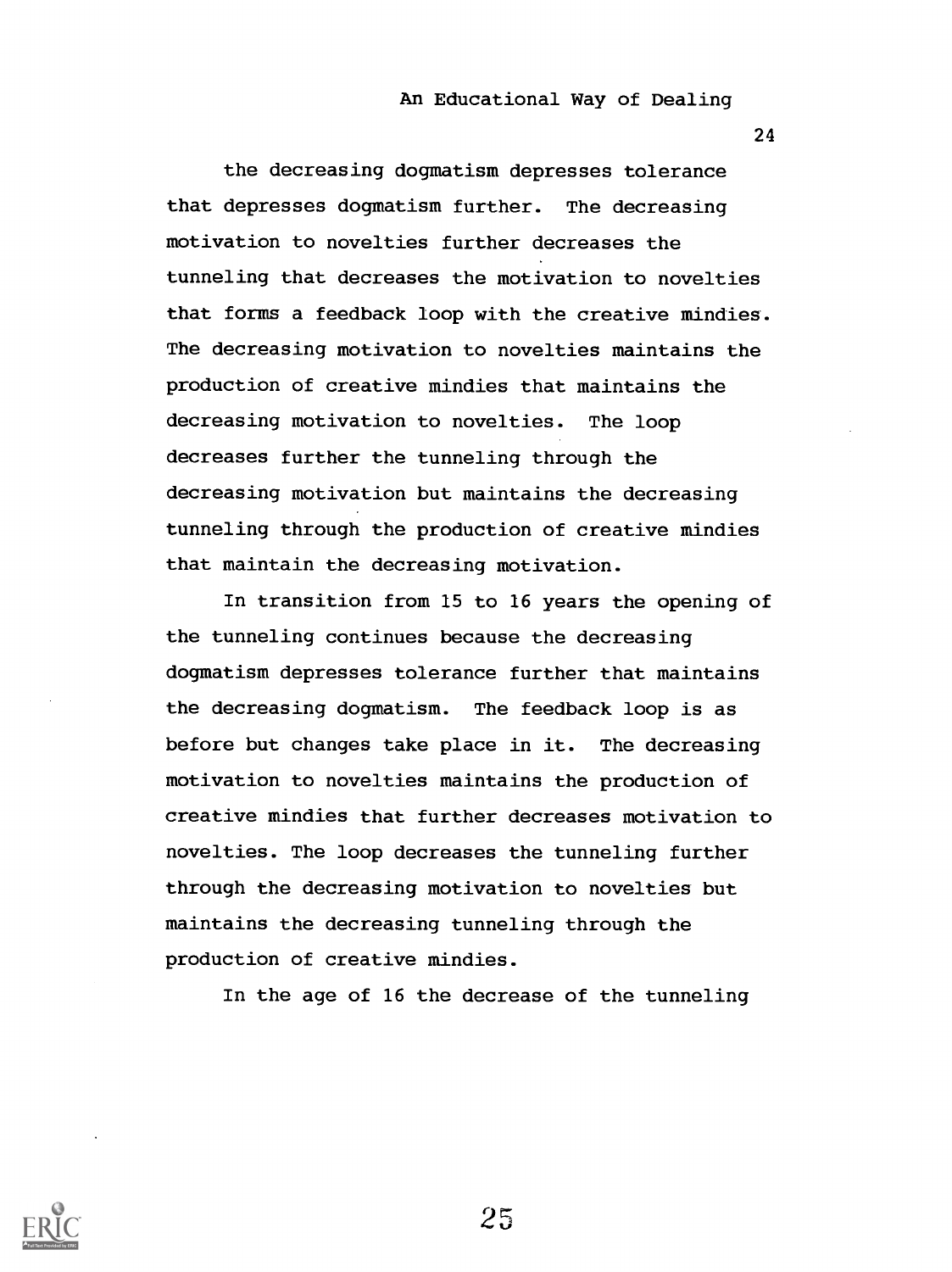the decreasing dogmatism depresses tolerance that depresses dogmatism further. The decreasing motivation to novelties further decreases the tunneling that decreases the motivation to novelties that forms a feedback loop with the creative mindies. The decreasing motivation to novelties maintains the production of creative mindies that maintains the decreasing motivation to novelties. The loop decreases further the tunneling through the decreasing motivation but maintains the decreasing tunneling through the production of creative mindies that maintain the decreasing motivation.

In transition from 15 to 16 years the opening of the tunneling continues because the decreasing dogmatism depresses tolerance further that maintains the decreasing dogmatism. The feedback loop is as before but changes take place in it. The decreasing motivation to novelties maintains the production of creative mindies that further decreases motivation to novelties. The loop decreases the tunneling further through the decreasing motivation to novelties but maintains the decreasing tunneling through the production of creative mindies.

In the age of 16 the decrease of the tunneling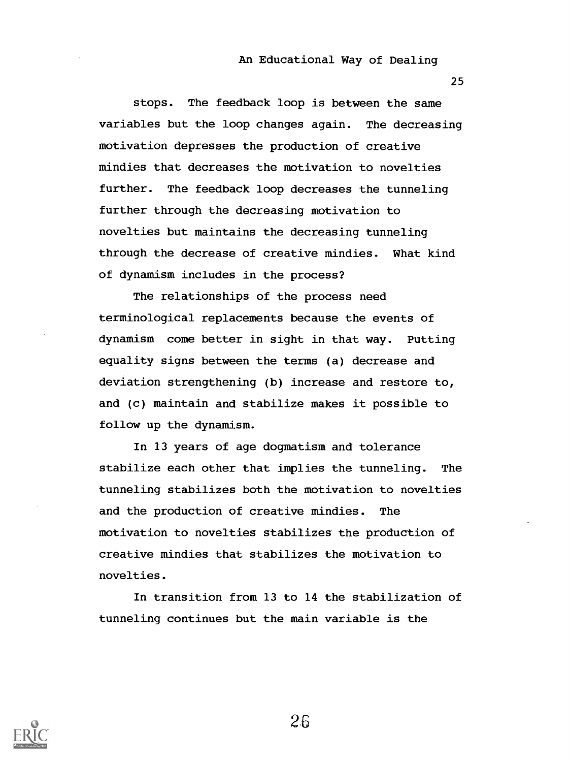stops. The feedback loop is between the same variables but the loop changes again. The decreasing motivation depresses the production of creative mindies that decreases the motivation to novelties further. The feedback loop decreases the tunneling further through the decreasing motivation to novelties but maintains the decreasing tunneling through the decrease of creative mindies. What kind of dynamism includes in the process?

The relationships of the process need terminological replacements because the events of dynamism come better in sight in that way. Putting equality signs between the terms (a) decrease and deviation strengthening (b) increase and restore to, and (c) maintain and stabilize makes it possible to follow up the dynamism.

In 13 years of age dogmatism and tolerance stabilize each other that implies the tunneling. The tunneling stabilizes both the motivation to novelties and the production of creative mindies. The motivation to novelties stabilizes the production of creative mindies that stabilizes the motivation to novelties.

In transition from 13 to 14 the stabilization of tunneling continues but the main variable is the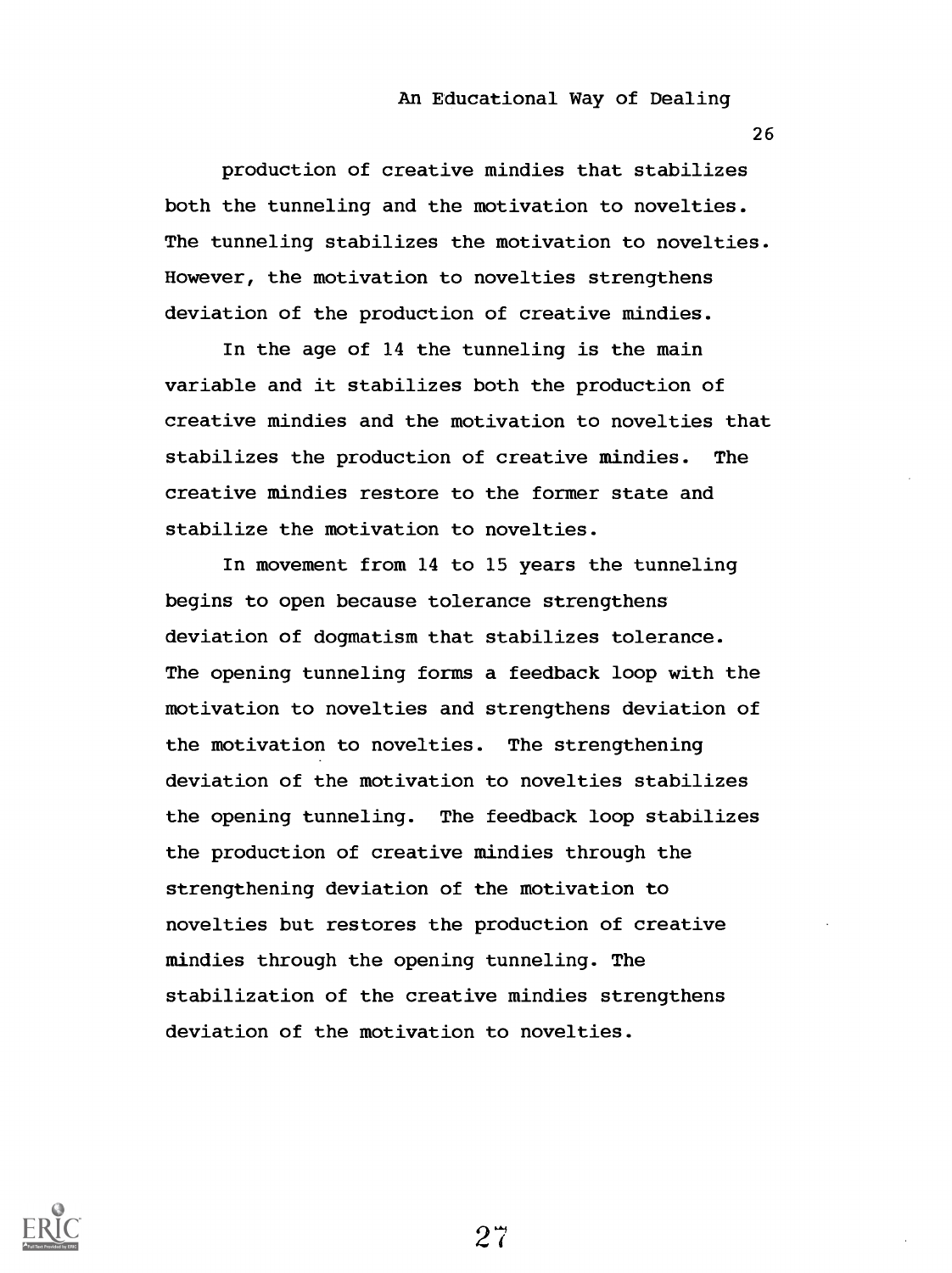production of creative mindies that stabilizes both the tunneling and the motivation to novelties. The tunneling stabilizes the motivation to novelties. However, the motivation to novelties strengthens deviation of the production of creative mindies.

In the age of 14 the tunneling is the main variable and it stabilizes both the production of creative mindies and the motivation to novelties that stabilizes the production of creative mindies. The creative mindies restore to the former state and stabilize the motivation to novelties.

In movement from 14 to 15 years the tunneling begins to open because tolerance strengthens deviation of dogmatism that stabilizes tolerance. The opening tunneling forms a feedback loop with the motivation to novelties and strengthens deviation of the motivation to novelties. The strengthening deviation of the motivation to novelties stabilizes the opening tunneling. The feedback loop stabilizes the production of creative mindies through the strengthening deviation of the motivation to novelties but restores the production of creative mindies through the opening tunneling. The stabilization of the creative mindies strengthens deviation of the motivation to novelties.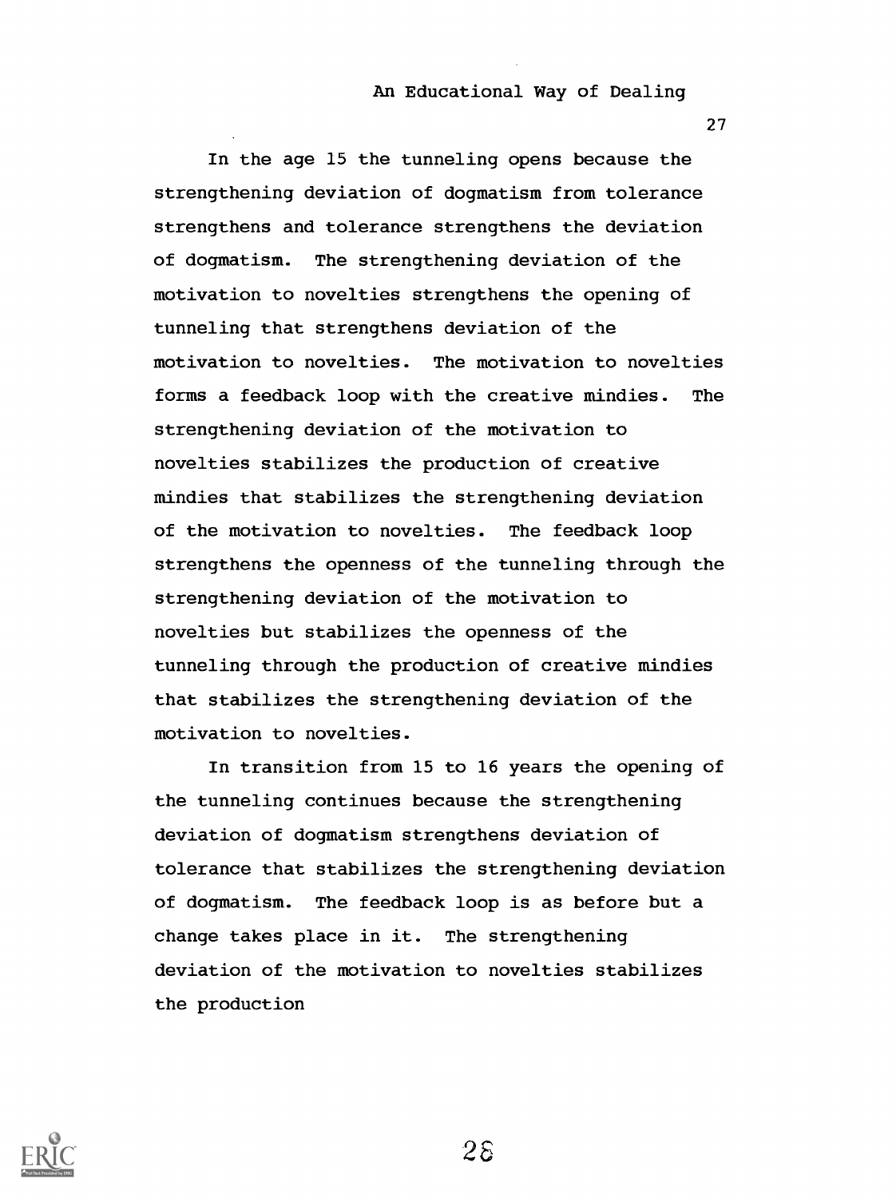In the age 15 the tunneling opens because the strengthening deviation of dogmatism from tolerance strengthens and tolerance strengthens the deviation of dogmatism. The strengthening deviation of the motivation to novelties strengthens the opening of tunneling that strengthens deviation of the motivation to novelties. The motivation to novelties forms a feedback loop with the creative mindies. The strengthening deviation of the motivation to novelties stabilizes the production of creative mindies that stabilizes the strengthening deviation of the motivation to novelties. The feedback loop strengthens the openness of the tunneling through the strengthening deviation of the motivation to novelties but stabilizes the openness of the tunneling through the production of creative mindies that stabilizes the strengthening deviation of the motivation to novelties.

In transition from 15 to 16 years the opening of the tunneling continues because the strengthening deviation of dogmatism strengthens deviation of tolerance that stabilizes the strengthening deviation of dogmatism. The feedback loop is as before but a change takes place in it. The strengthening deviation of the motivation to novelties stabilizes the production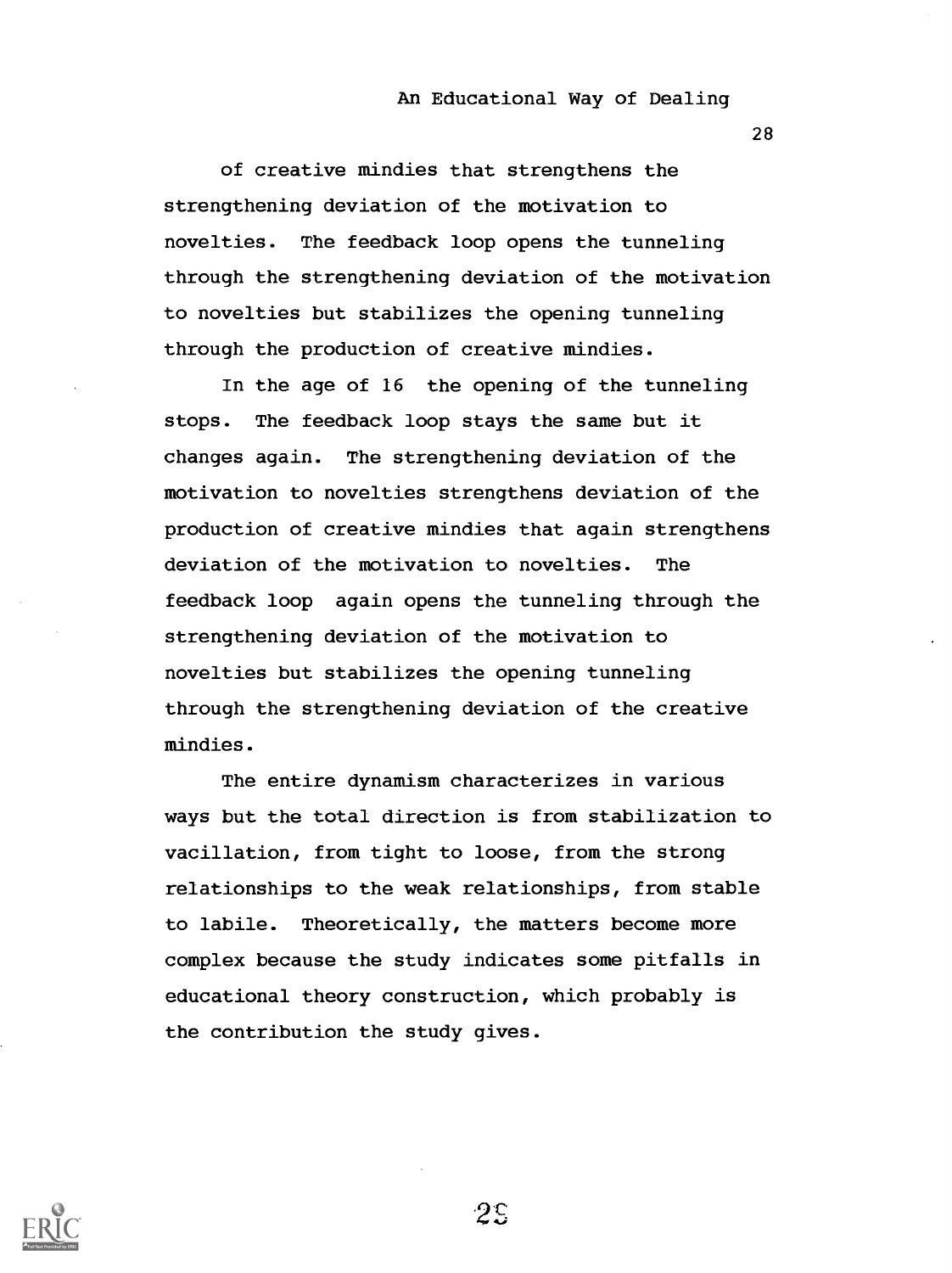of creative mindies that strengthens the strengthening deviation of the motivation to novelties. The feedback loop opens the tunneling through the strengthening deviation of the motivation to novelties but stabilizes the opening tunneling through the production of creative mindies.

In the age of 16 the opening of the tunneling stops. The feedback loop stays the same but it changes again. The strengthening deviation of the motivation to novelties strengthens deviation of the production of creative mindies that again strengthens deviation of the motivation to novelties. The feedback loop again opens the tunneling through the strengthening deviation of the motivation to novelties but stabilizes the opening tunneling through the strengthening deviation of the creative mindies.

The entire dynamism characterizes in various ways but the total direction is from stabilization to vacillation, from tight to loose, from the strong relationships to the weak relationships, from stable to labile. Theoretically, the matters become more complex because the study indicates some pitfalls in educational theory construction, which probably is the contribution the study gives.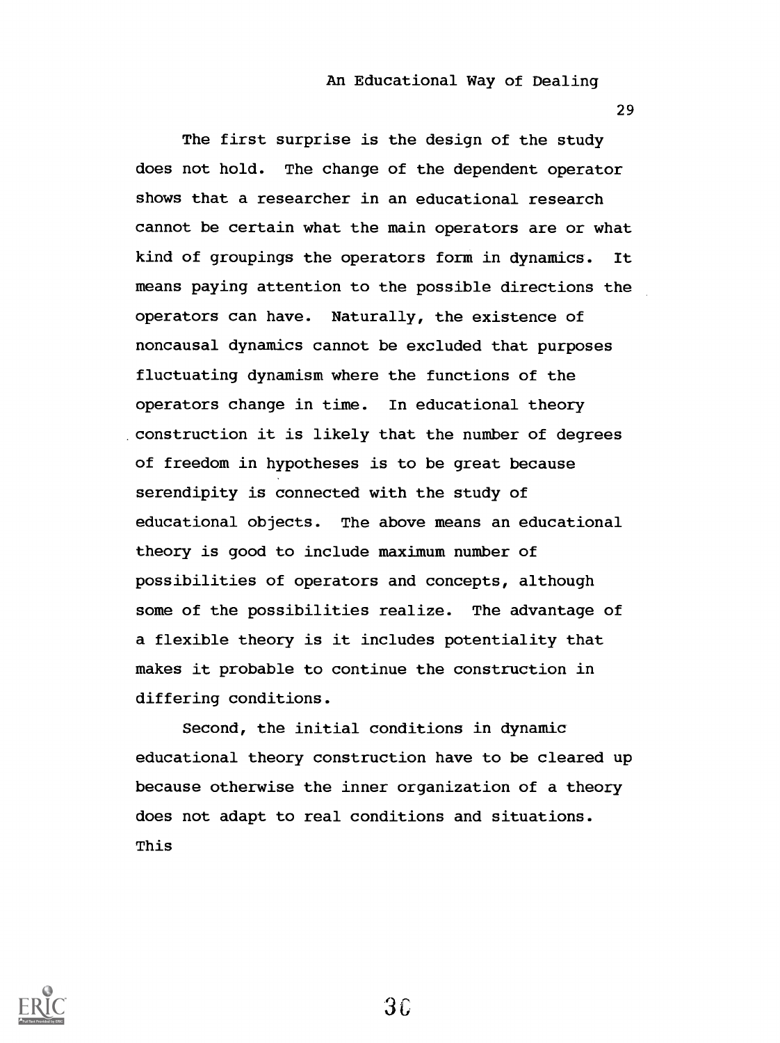The first surprise is the design of the study does not hold. The change of the dependent operator shows that a researcher in an educational research cannot be certain what the main operators are or what kind of groupings the operators form in dynamics. It means paying attention to the possible directions the operators can have. Naturally, the existence of noncausal dynamics cannot be excluded that purposes fluctuating dynamism where the functions of the operators change in time. In educational theory construction it is likely that the number of degrees of freedom in hypotheses is to be great because serendipity is connected with the study of educational objects. The above means an educational theory is good to include maximum number of possibilities of operators and concepts, although some of the possibilities realize. The advantage of a flexible theory is it includes potentiality that makes it probable to continue the construction in differing conditions.

Second, the initial conditions in dynamic educational theory construction have to be cleared up because otherwise the inner organization of a theory does not adapt to real conditions and situations. This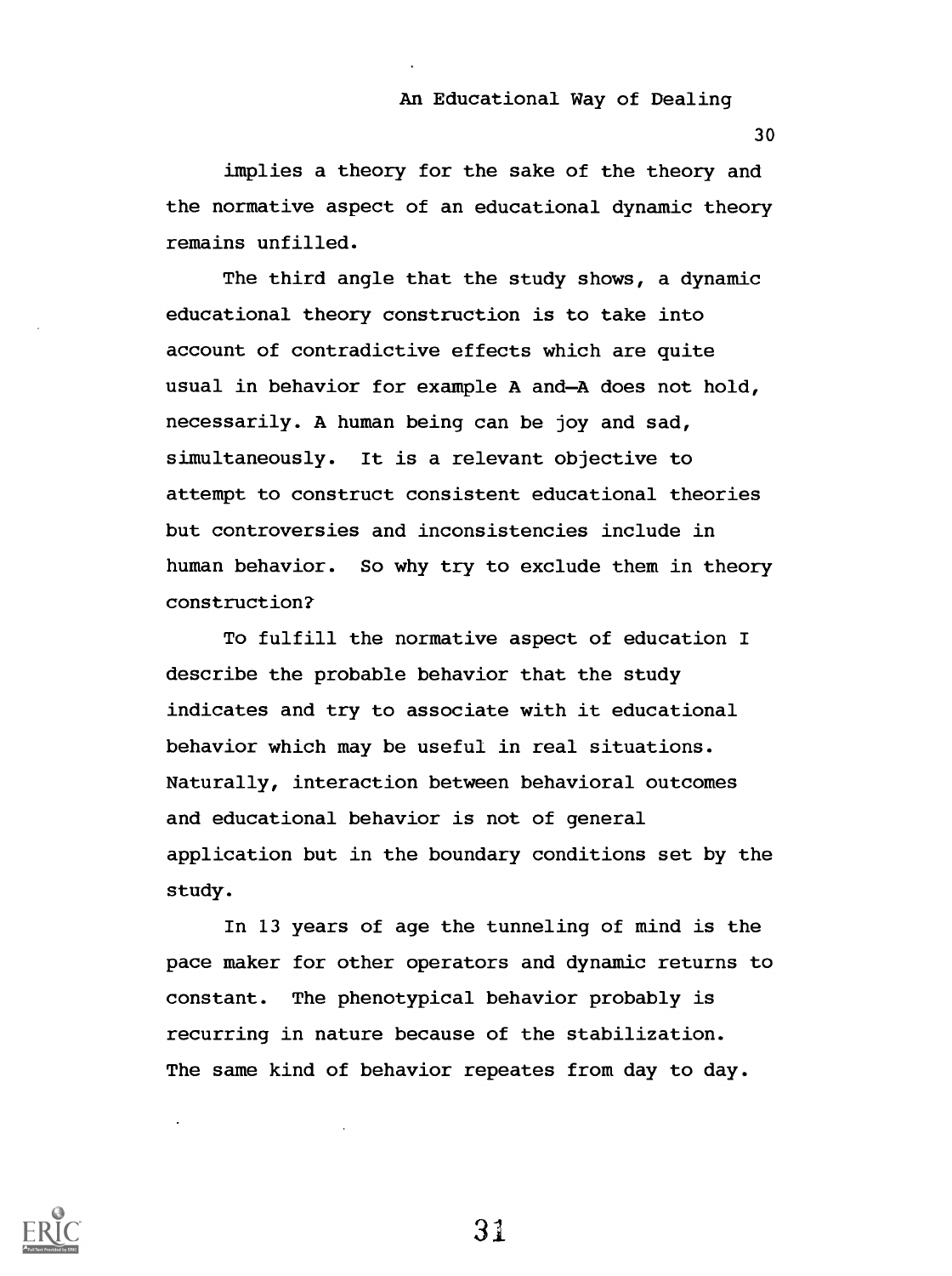implies a theory for the sake of the theory and the normative aspect of an educational dynamic theory remains unfilled.

The third angle that the study shows, a dynamic educational theory construction is to take into account of contradictive effects which are quite usual in behavior for example A and–A does not hold, necessarily. A human being can be joy and sad, simultaneously. It is a relevant objective to attempt to construct consistent educational theories but controversies and inconsistencies include in human behavior. So why try to exclude them in theory construction?

To fulfill the normative aspect of education I describe the probable behavior that the study indicates and try to associate with it educational behavior which may be useful in real situations. Naturally, interaction between behavioral outcomes and educational behavior is not of general application but in the boundary conditions set by the study.

In 13 years of age the tunneling of mind is the pace maker for other operators and dynamic returns to constant. The phenotypical behavior probably is recurring in nature because of the stabilization. The same kind of behavior repeates from day to day.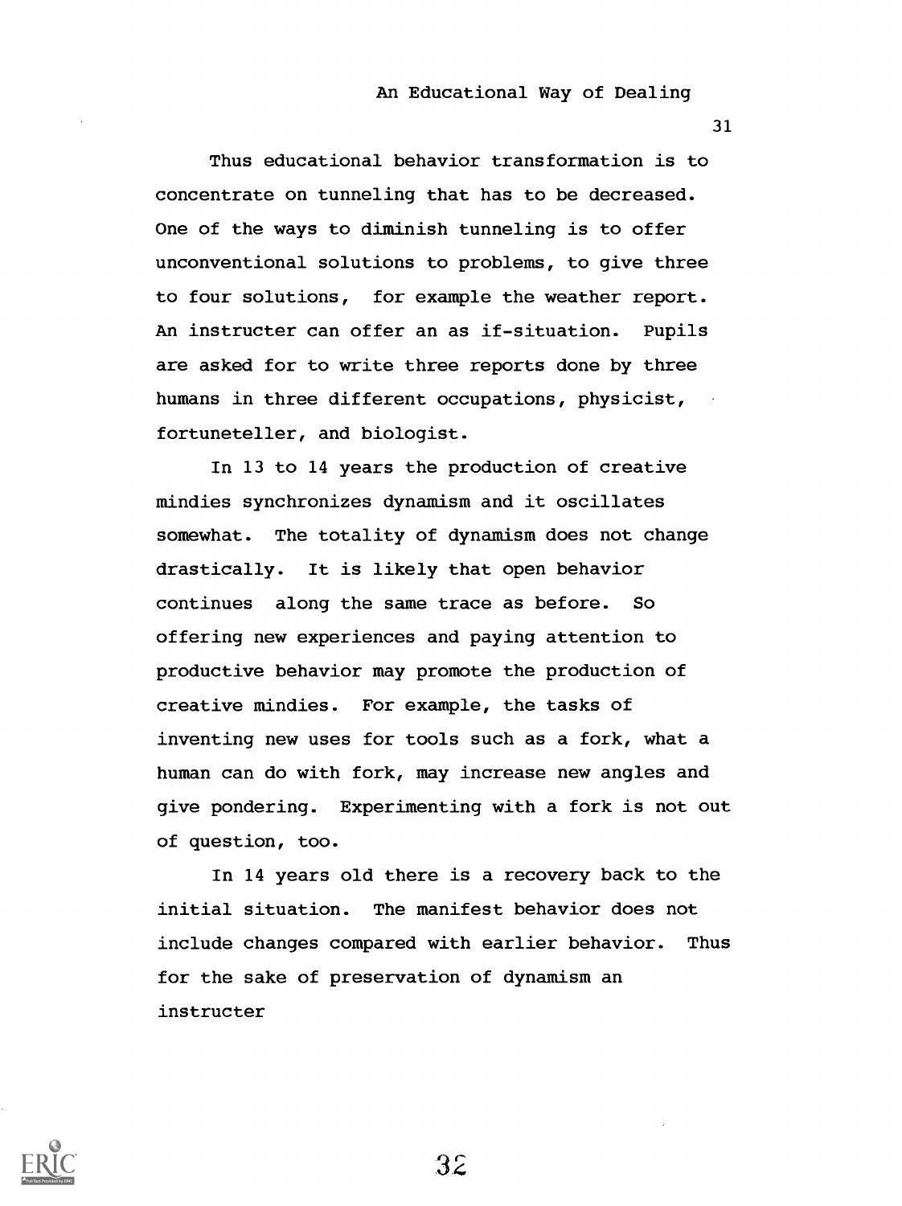Thus educational behavior transformation is to concentrate on tunneling that has to be decreased. One of the ways to diminish tunneling is to offer unconventional solutions to problems, to give three to four solutions, for example the weather report. An instructer can offer an as if-situation. Pupils are asked for to write three reports done by three humans in three different occupations, physicist, fortuneteller, and biologist.

In 13 to 14 years the production of creative mindies synchronizes dynamism and it oscillates somewhat. The totality of dynamism does not change drastically. It is likely that open behavior continues along the same trace as before. So offering new experiences and paying attention to productive behavior may promote the production of creative mindies. For example, the tasks of inventing new uses for tools such as a fork, what a human can do with fork, may increase new angles and give pondering. Experimenting with a fork is not out of question, too.

In 14 years old there is a recovery back to the initial situation. The manifest behavior does not include changes compared with earlier behavior. Thus for the sake of preservation of dynamism an instructer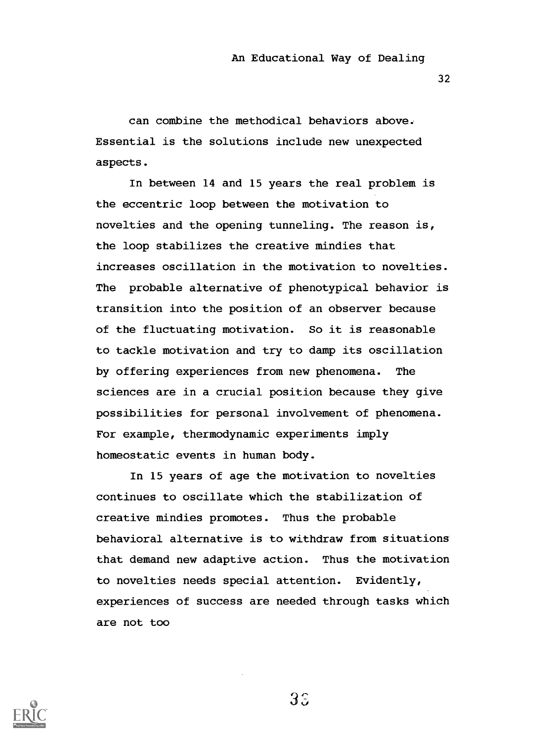can combine the methodical behaviors above. Essential is the solutions include new unexpected aspects.

In between 14 and 15 years the real problem is the eccentric loop between the motivation to novelties and the opening tunneling. The reason is, the loop stabilizes the creative mindies that increases oscillation in the motivation to novelties. The probable alternative of phenotypical behavior is transition into the position of an observer because of the fluctuating motivation. So it is reasonable to tackle motivation and try to damp its oscillation by offering experiences from new phenomena. The sciences are in a crucial position because they give possibilities for personal involvement of phenomena. For example, thermodynamic experiments imply homeostatic events in human body.

In 15 years of age the motivation to novelties continues to oscillate which the stabilization of creative mindies promotes. Thus the probable behavioral alternative is to withdraw from situations that demand new adaptive action. Thus the motivation to novelties needs special attention. Evidently, experiences of success are needed through tasks which are not too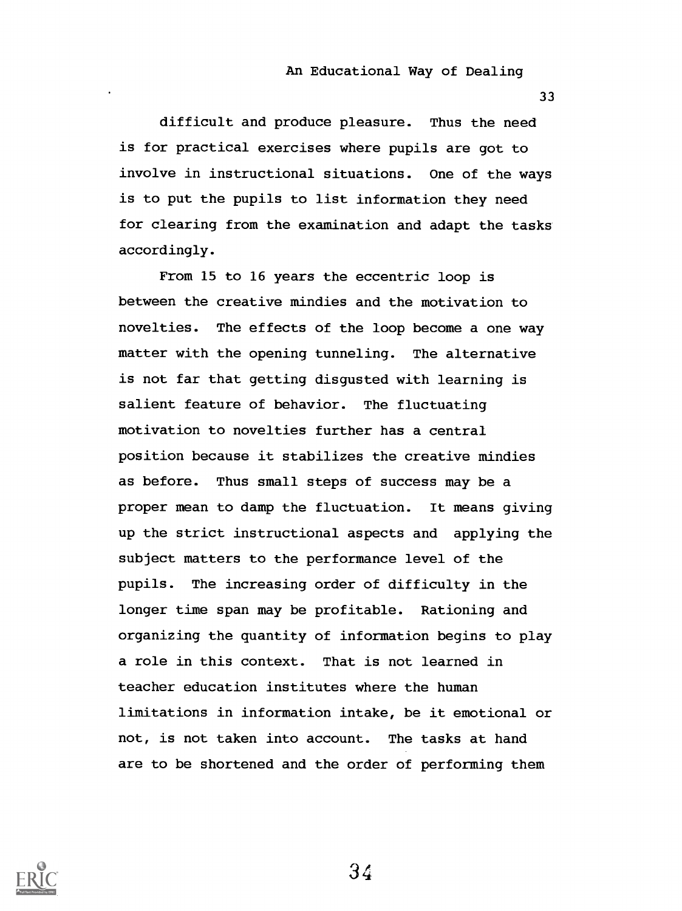difficult and produce pleasure. Thus the need is for practical exercises where pupils are got to involve in instructional situations. One of the ways is to put the pupils to list information they need for clearing from the examination and adapt the tasks accordingly.

From 15 to 16 years the eccentric loop is between the creative mindies and the motivation to novelties. The effects of the loop become a one way matter with the opening tunneling. The alternative is not far that getting disgusted with learning is salient feature of behavior. The fluctuating motivation to novelties further has a central position because it stabilizes the creative mindies as before. Thus small steps of success may be a proper mean to damp the fluctuation. It means giving up the strict instructional aspects and applying the subject matters to the performance level of the pupils. The increasing order of difficulty in the longer time span may be profitable. Rationing and organizing the quantity of information begins to play a role in this context. That is not learned in teacher education institutes where the human limitations in information intake, be it emotional or not, is not taken into account. The tasks at hand are to be shortened and the order of performing them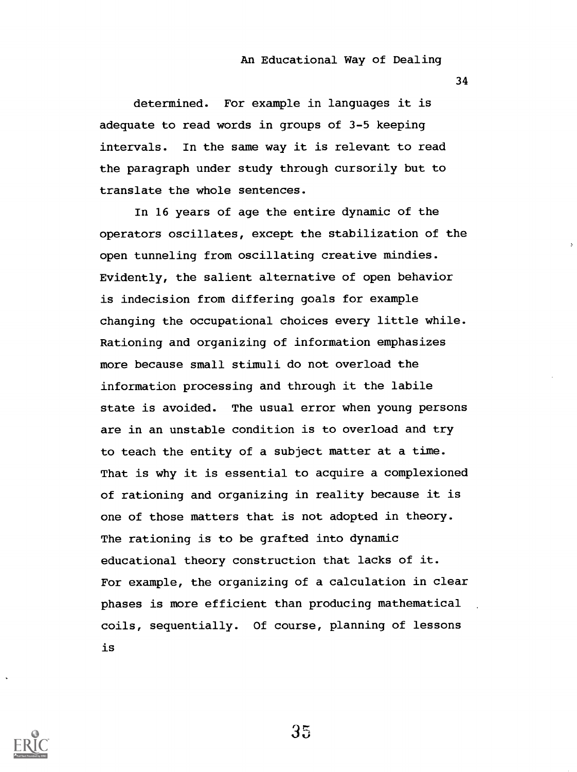determined. For example in languages it is adequate to read words in groups of 3-5 keeping intervals. In the same way it is relevant to read the paragraph under study through cursorily but to translate the whole sentences.

In 16 years of age the entire dynamic of the operators oscillates, except the stabilization of the open tunneling from oscillating creative mindies. Evidently, the salient alternative of open behavior is indecision from differing goals for example changing the occupational choices every little while. Rationing and organizing of information emphasizes more because small stimuli do not overload the information processing and through it the labile state is avoided. The usual error when young persons are in an unstable condition is to overload and try to teach the entity of a subject matter at a time. That is why it is essential to acquire a complexioned of rationing and organizing in reality because it is one of those matters that is not adopted in theory. The rationing is to be grafted into dynamic educational theory construction that lacks of it. For example, the organizing of a calculation in clear phases is more efficient than producing mathematical coils, sequentially. Of course, planning of lessons is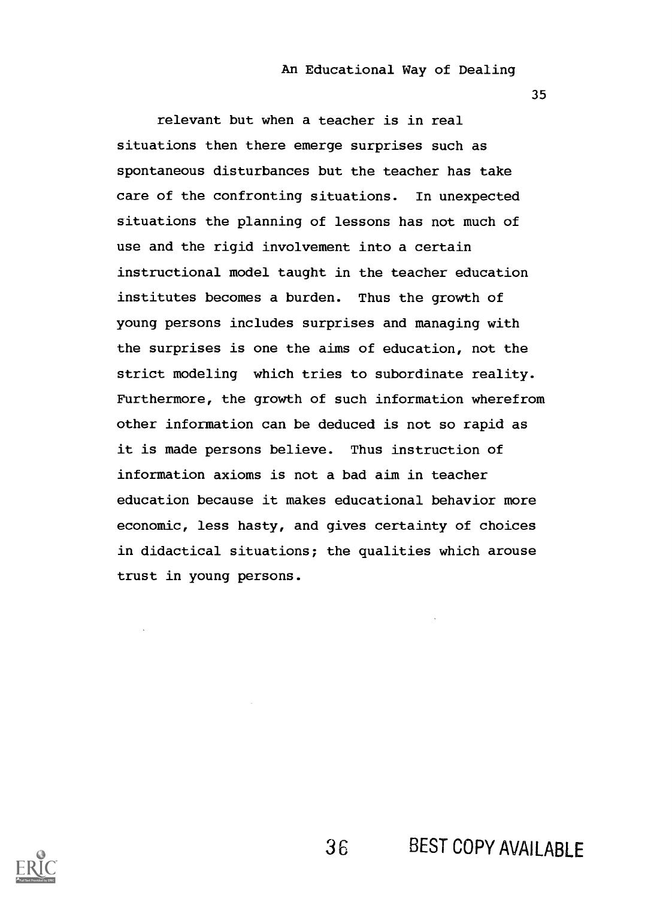relevant but when a teacher is in real situations then there emerge surprises such as spontaneous disturbances but the teacher has take care of the confronting situations. In unexpected situations the planning of lessons has not much of use and the rigid involvement into a certain instructional model taught in the teacher education institutes becomes a burden. Thus the growth of young persons includes surprises and managing with the surprises is one the aims of education, not the strict modeling which tries to subordinate reality. Furthermore, the growth of such information wherefrom other information can be deduced is not so rapid as it is made persons believe. Thus instruction of information axioms is not a bad aim in teacher education because it makes educational behavior more economic, less hasty, and gives certainty of choices in didactical situations; the qualities which arouse trust in young persons.

BEST COPY AVAILABLE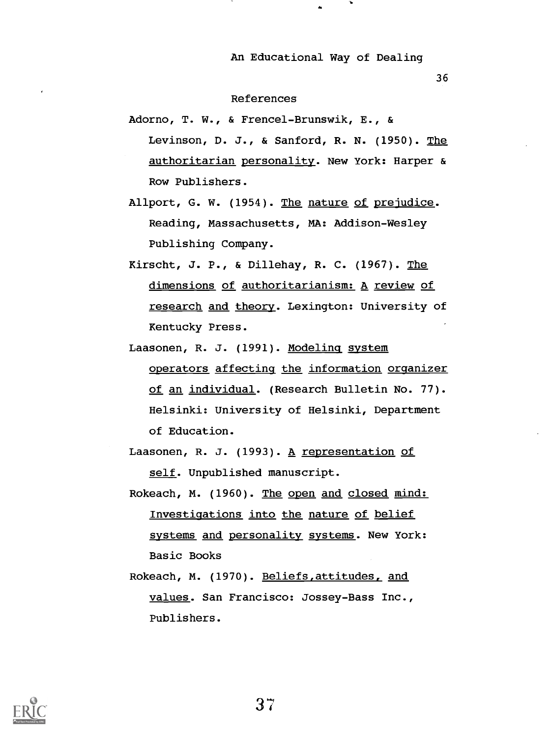## References

Adorno, T. W., & Frencel-Brunswik, E., & Levinson, D. J., & Sanford, R. N. (1950). The authoritarian personality. New York: Harper & Row Publishers.

Allport, G. W. (1954). The nature of prejudice. Reading, Massachusetts, MA: Addison-Wesley Publishing Company.

Kirscht, J. P., & Dillehay, R. C. (1967). The dimensions of authoritarianism: A review of research and theory. Lexington: University of Kentucky Press.

Laasonen, R. J. (1991). Modeling system operators affecting the information organizer of an individual. (Research Bulletin No. 77). Helsinki: University of Helsinki, Department of Education.

Laasonen, R. J. (1993). A representation of self. Unpublished manuscript.

Rokeach, M. (1960). The open and closed mind: Investigations into the nature of belief systems and personality systems. New York: Basic Books

Rokeach, M. (1970). Beliefs,attitudes, and values. San Francisco: Jossey-Bass Inc., Publishers.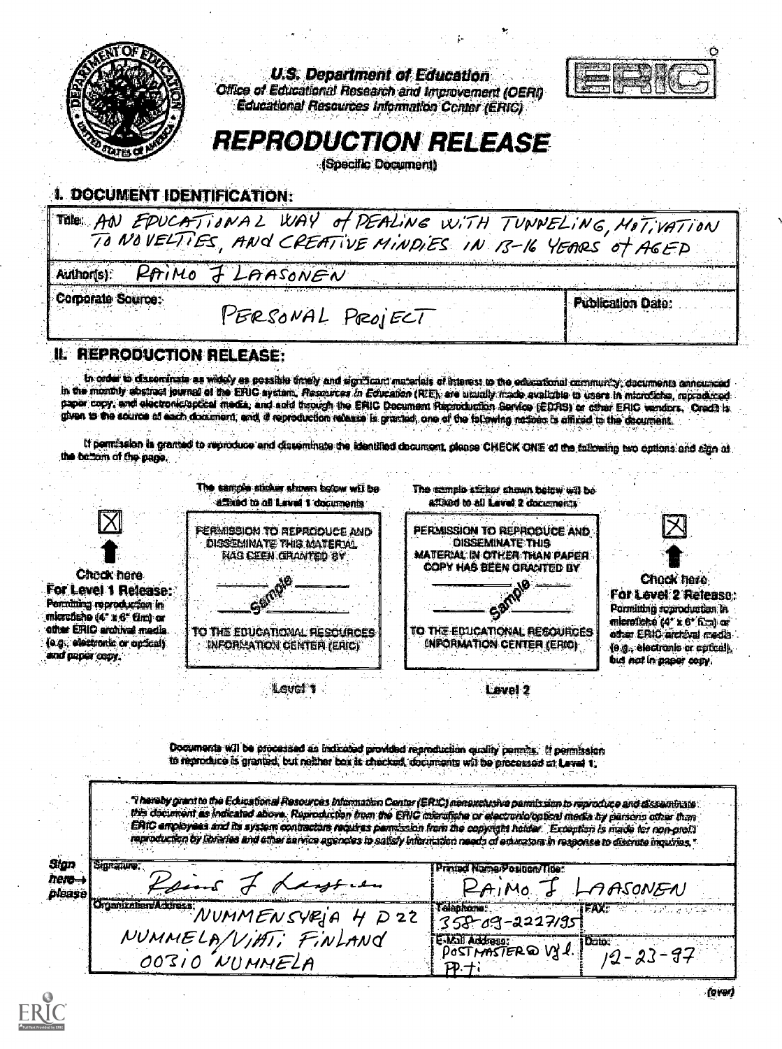U.S. Department of Education
Office of Educational Research and Improvement (OERI)
Educational Resources Information Center (ERIC)

# REPRODUCTION RELEASE

(Specific Document)

## I. DOCUMENT IDENTIFICATION:

| | |
|---|---|
| Title: AN EDUCATIONAL WAY of DEALING WITH TUNNELING, MOTIVATION TO NOVELTIES, AND CREATIVE MINDIES IN 13-16 YEARS of AGED | |
| Author(s): RAIMO J LAASONEN | |
| Corporate Source: PERSONAL PROJECT | Publication Date: |

## II. REPRODUCTION RELEASE:

In order to disseminate as widely as possible timely and significant materials of interest to the educational community, documents announced in the monthly abstract journal of the ERIC system, *Resources in Education* (RIE), are usually made available to users in microfiche, reproduced paper copy, and electronic/optical media, and sold through the ERIC Document Reproduction Service (EDRS) or other ERIC vendors. Credit is given to the source of each document, and, if reproduction release is granted, one of the following notices is affixed to the document.

If permission is granted to reproduce and disseminate the identified document, please CHECK ONE of the following two options and sign at the bottom of the page.

☒ Check here **For Level 1 Release:** Permitting reproduction in microfiche (4" x 6" film) or other ERIC archival media (e.g., electronic or optical) and paper copy.

The sample sticker shown below will be affixed to all Level 1 documents

PERMISSION TO REPRODUCE AND DISSEMINATE THIS MATERIAL HAS BEEN GRANTED BY

Sample

TO THE EDUCATIONAL RESOURCES INFORMATION CENTER (ERIC)

Level 1

The sample sticker shown below will be affixed to all Level 2 documents

PERMISSION TO REPRODUCE AND DISSEMINATE THIS MATERIAL IN OTHER THAN PAPER COPY HAS BEEN GRANTED BY

Sample

TO THE EDUCATIONAL RESOURCES INFORMATION CENTER (ERIC)

Level 2

☒ Check here **For Level 2 Release:** Permitting reproduction in microfiche (4" x 6" film) or other ERIC archival media (e.g., electronic or optical), but *not* in paper copy.

Documents will be processed as indicated provided reproduction quality permits. If permission to reproduce is granted, but neither box is checked, documents will be processed at Level 1.

*"I hereby grant to the Educational Resources Information Center (ERIC) nonexclusive permission to reproduce and disseminate this document as indicated above. Reproduction from the ERIC microfiche or electronic/optical media by persons other than ERIC employees and its system contractors requires permission from the copyright holder. Exception is made for non-profit reproduction by libraries and other service agencies to satisfy information needs of educators in response to discrete inquiries."*

| Sign here→ please | | |
|---|---|---|
| Signature: Raimo J Laasonen | Printed Name/Position/Title: RAIMO J LAASONEN | |
| Organization/Address: NUMMENSYRJA 4 D 22 NUMMELA/VIHTI, FINLAND 00310 NUMMELA | Telephone: 358-09-2227195 | FAX: |
| | E-Mail Address: POSTMASTER@ VJL.PP.fi | Date: 12-23-97 |

(over)